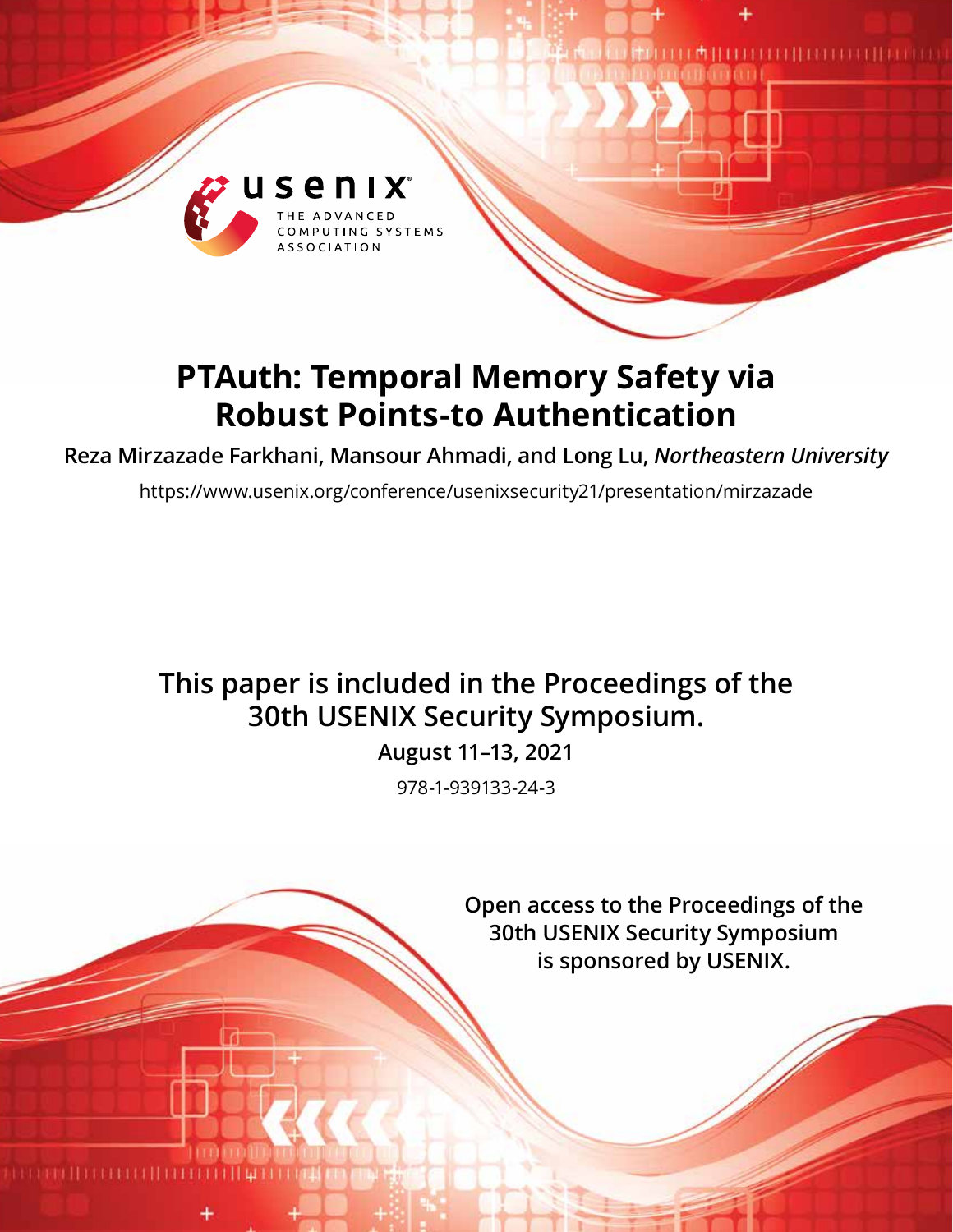# PTAuth: Temporal Memory Safety via Robust Points-to Authentication

**Reza Mirzazade Farkhani, Mansour Ahmadi, and Long Lu,** ***Northeastern University***

https://www.usenix.org/conference/usenixsecurity21/presentation/mirzazade

**This paper is included in the Proceedings of the 30th USENIX Security Symposium.**

**August 11–13, 2021**

978-1-939133-24-3

**Open access to the Proceedings of the 30th USENIX Security Symposium is sponsored by USENIX.**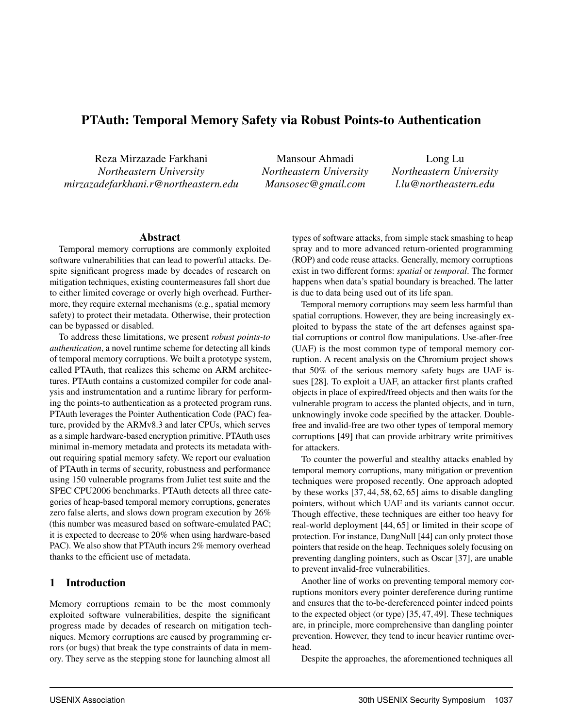# PTAuth: Temporal Memory Safety via Robust Points-to Authentication

Reza Mirzazade Farkhani
*Northeastern University*
*mirzazadefarkhani.r@northeastern.edu*

Mansour Ahmadi
*Northeastern University*
*Mansosec@gmail.com*

Long Lu
*Northeastern University*
*l.lu@northeastern.edu*

## Abstract

Temporal memory corruptions are commonly exploited software vulnerabilities that can lead to powerful attacks. Despite significant progress made by decades of research on mitigation techniques, existing countermeasures fall short due to either limited coverage or overly high overhead. Furthermore, they require external mechanisms (e.g., spatial memory safety) to protect their metadata. Otherwise, their protection can be bypassed or disabled.

To address these limitations, we present *robust points-to authentication*, a novel runtime scheme for detecting all kinds of temporal memory corruptions. We built a prototype system, called PTAuth, that realizes this scheme on ARM architectures. PTAuth contains a customized compiler for code analysis and instrumentation and a runtime library for performing the points-to authentication as a protected program runs. PTAuth leverages the Pointer Authentication Code (PAC) feature, provided by the ARMv8.3 and later CPUs, which serves as a simple hardware-based encryption primitive. PTAuth uses minimal in-memory metadata and protects its metadata without requiring spatial memory safety. We report our evaluation of PTAuth in terms of security, robustness and performance using 150 vulnerable programs from Juliet test suite and the SPEC CPU2006 benchmarks. PTAuth detects all three categories of heap-based temporal memory corruptions, generates zero false alerts, and slows down program execution by 26% (this number was measured based on software-emulated PAC; it is expected to decrease to 20% when using hardware-based PAC). We also show that PTAuth incurs 2% memory overhead thanks to the efficient use of metadata.

## 1 Introduction

Memory corruptions remain to be the most commonly exploited software vulnerabilities, despite the significant progress made by decades of research on mitigation techniques. Memory corruptions are caused by programming errors (or bugs) that break the type constraints of data in memory. They serve as the stepping stone for launching almost all types of software attacks, from simple stack smashing to heap spray and to more advanced return-oriented programming (ROP) and code reuse attacks. Generally, memory corruptions exist in two different forms: *spatial* or *temporal*. The former happens when data's spatial boundary is breached. The latter is due to data being used out of its life span.

Temporal memory corruptions may seem less harmful than spatial corruptions. However, they are being increasingly exploited to bypass the state of the art defenses against spatial corruptions or control flow manipulations. Use-after-free (UAF) is the most common type of temporal memory corruption. A recent analysis on the Chromium project shows that 50% of the serious memory safety bugs are UAF issues [28]. To exploit a UAF, an attacker first plants crafted objects in place of expired/freed objects and then waits for the vulnerable program to access the planted objects, and in turn, unknowingly invoke code specified by the attacker. Double-free and invalid-free are two other types of temporal memory corruptions [49] that can provide arbitrary write primitives for attackers.

To counter the powerful and stealthy attacks enabled by temporal memory corruptions, many mitigation or prevention techniques were proposed recently. One approach adopted by these works [37, 44, 58, 62, 65] aims to disable dangling pointers, without which UAF and its variants cannot occur. Though effective, these techniques are either too heavy for real-world deployment [44, 65] or limited in their scope of protection. For instance, DangNull [44] can only protect those pointers that reside on the heap. Techniques solely focusing on preventing dangling pointers, such as Oscar [37], are unable to prevent invalid-free vulnerabilities.

Another line of works on preventing temporal memory corruptions monitors every pointer dereference during runtime and ensures that the to-be-dereferenced pointer indeed points to the expected object (or type) [35, 47, 49]. These techniques are, in principle, more comprehensive than dangling pointer prevention. However, they tend to incur heavier runtime overhead.

Despite the approaches, the aforementioned techniques all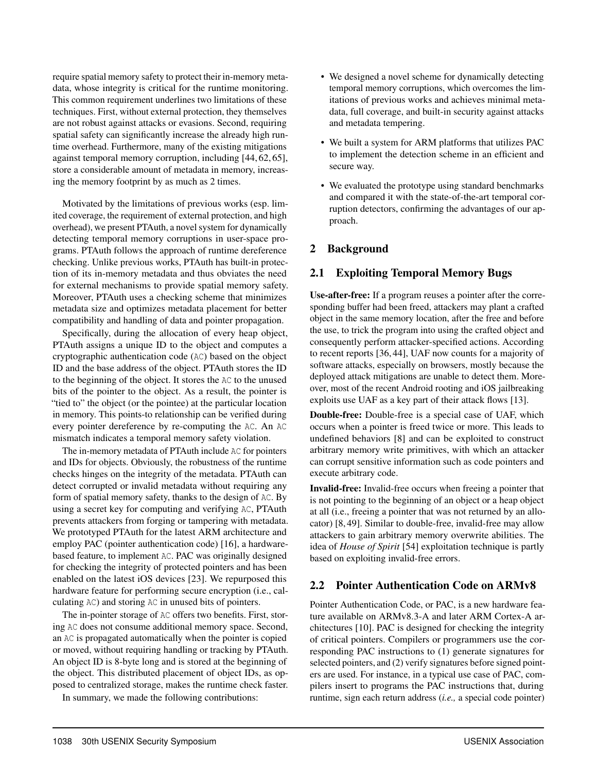require spatial memory safety to protect their in-memory metadata, whose integrity is critical for the runtime monitoring. This common requirement underlines two limitations of these techniques. First, without external protection, they themselves are not robust against attacks or evasions. Second, requiring spatial safety can significantly increase the already high runtime overhead. Furthermore, many of the existing mitigations against temporal memory corruption, including [44, 62, 65], store a considerable amount of metadata in memory, increasing the memory footprint by as much as 2 times.

Motivated by the limitations of previous works (esp. limited coverage, the requirement of external protection, and high overhead), we present PTAuth, a novel system for dynamically detecting temporal memory corruptions in user-space programs. PTAuth follows the approach of runtime dereference checking. Unlike previous works, PTAuth has built-in protection of its in-memory metadata and thus obviates the need for external mechanisms to provide spatial memory safety. Moreover, PTAuth uses a checking scheme that minimizes metadata size and optimizes metadata placement for better compatibility and handling of data and pointer propagation.

Specifically, during the allocation of every heap object, PTAuth assigns a unique ID to the object and computes a cryptographic authentication code (`AC`) based on the object ID and the base address of the object. PTAuth stores the ID to the beginning of the object. It stores the `AC` to the unused bits of the pointer to the object. As a result, the pointer is "tied to" the object (or the pointee) at the particular location in memory. This points-to relationship can be verified during every pointer dereference by re-computing the `AC`. An `AC` mismatch indicates a temporal memory safety violation.

The in-memory metadata of PTAuth include `AC` for pointers and IDs for objects. Obviously, the robustness of the runtime checks hinges on the integrity of the metadata. PTAuth can detect corrupted or invalid metadata without requiring any form of spatial memory safety, thanks to the design of `AC`. By using a secret key for computing and verifying `AC`, PTAuth prevents attackers from forging or tampering with metadata. We prototyped PTAuth for the latest ARM architecture and employ PAC (pointer authentication code) [16], a hardware-based feature, to implement `AC`. PAC was originally designed for checking the integrity of protected pointers and has been enabled on the latest iOS devices [23]. We repurposed this hardware feature for performing secure encryption (i.e., calculating `AC`) and storing `AC` in unused bits of pointers.

The in-pointer storage of `AC` offers two benefits. First, storing `AC` does not consume additional memory space. Second, an `AC` is propagated automatically when the pointer is copied or moved, without requiring handling or tracking by PTAuth. An object ID is 8-byte long and is stored at the beginning of the object. This distributed placement of object IDs, as opposed to centralized storage, makes the runtime check faster.

In summary, we made the following contributions:

- We designed a novel scheme for dynamically detecting temporal memory corruptions, which overcomes the limitations of previous works and achieves minimal metadata, full coverage, and built-in security against attacks and metadata tempering.
- We built a system for ARM platforms that utilizes PAC to implement the detection scheme in an efficient and secure way.
- We evaluated the prototype using standard benchmarks and compared it with the state-of-the-art temporal corruption detectors, confirming the advantages of our approach.

## 2 Background

### 2.1 Exploiting Temporal Memory Bugs

**Use-after-free:** If a program reuses a pointer after the corresponding buffer had been freed, attackers may plant a crafted object in the same memory location, after the free and before the use, to trick the program into using the crafted object and consequently perform attacker-specified actions. According to recent reports [36, 44], UAF now counts for a majority of software attacks, especially on browsers, mostly because the deployed attack mitigations are unable to detect them. Moreover, most of the recent Android rooting and iOS jailbreaking exploits use UAF as a key part of their attack flows [13].

**Double-free:** Double-free is a special case of UAF, which occurs when a pointer is freed twice or more. This leads to undefined behaviors [8] and can be exploited to construct arbitrary memory write primitives, with which an attacker can corrupt sensitive information such as code pointers and execute arbitrary code.

**Invalid-free:** Invalid-free occurs when freeing a pointer that is not pointing to the beginning of an object or a heap object at all (i.e., freeing a pointer that was not returned by an allocator) [8, 49]. Similar to double-free, invalid-free may allow attackers to gain arbitrary memory overwrite abilities. The idea of *House of Spirit* [54] exploitation technique is partly based on exploiting invalid-free errors.

### 2.2 Pointer Authentication Code on ARMv8

Pointer Authentication Code, or PAC, is a new hardware feature available on ARMv8.3-A and later ARM Cortex-A architectures [10]. PAC is designed for checking the integrity of critical pointers. Compilers or programmers use the corresponding PAC instructions to (1) generate signatures for selected pointers, and (2) verify signatures before signed pointers are used. For instance, in a typical use case of PAC, compilers insert to programs the PAC instructions that, during runtime, sign each return address (*i.e.,* a special code pointer)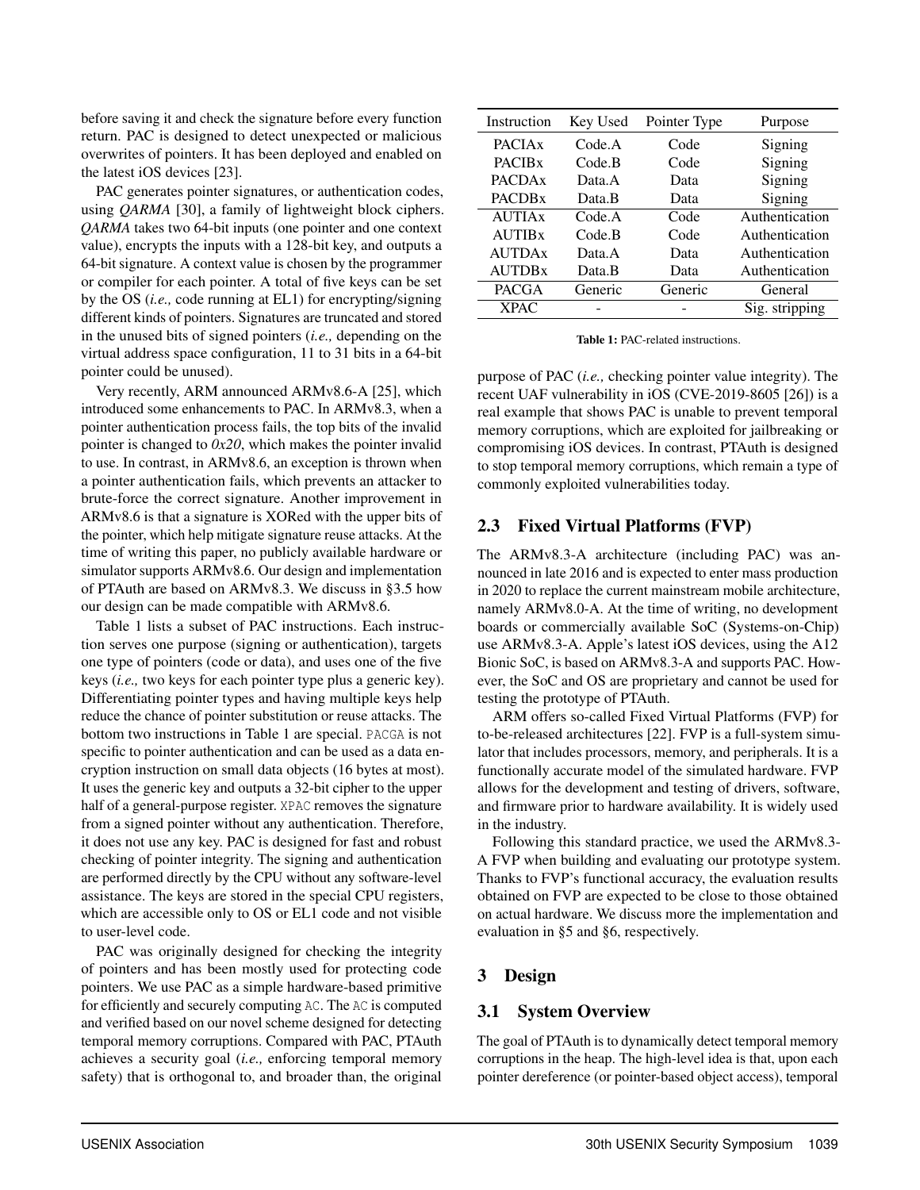before saving it and check the signature before every function return. PAC is designed to detect unexpected or malicious overwrites of pointers. It has been deployed and enabled on the latest iOS devices [23].

PAC generates pointer signatures, or authentication codes, using *QARMA* [30], a family of lightweight block ciphers. *QARMA* takes two 64-bit inputs (one pointer and one context value), encrypts the inputs with a 128-bit key, and outputs a 64-bit signature. A context value is chosen by the programmer or compiler for each pointer. A total of five keys can be set by the OS (*i.e.,* code running at EL1) for encrypting/signing different kinds of pointers. Signatures are truncated and stored in the unused bits of signed pointers (*i.e.,* depending on the virtual address space configuration, 11 to 31 bits in a 64-bit pointer could be unused).

Very recently, ARM announced ARMv8.6-A [25], which introduced some enhancements to PAC. In ARMv8.3, when a pointer authentication process fails, the top bits of the invalid pointer is changed to *0x20*, which makes the pointer invalid to use. In contrast, in ARMv8.6, an exception is thrown when a pointer authentication fails, which prevents an attacker to brute-force the correct signature. Another improvement in ARMv8.6 is that a signature is XORed with the upper bits of the pointer, which help mitigate signature reuse attacks. At the time of writing this paper, no publicly available hardware or simulator supports ARMv8.6. Our design and implementation of PTAuth are based on ARMv8.3. We discuss in §3.5 how our design can be made compatible with ARMv8.6.

Table 1 lists a subset of PAC instructions. Each instruction serves one purpose (signing or authentication), targets one type of pointers (code or data), and uses one of the five keys (*i.e.,* two keys for each pointer type plus a generic key). Differentiating pointer types and having multiple keys help reduce the chance of pointer substitution or reuse attacks. The bottom two instructions in Table 1 are special. `PACGA` is not specific to pointer authentication and can be used as a data encryption instruction on small data objects (16 bytes at most). It uses the generic key and outputs a 32-bit cipher to the upper half of a general-purpose register. `XPAC` removes the signature from a signed pointer without any authentication. Therefore, it does not use any key. PAC is designed for fast and robust checking of pointer integrity. The signing and authentication are performed directly by the CPU without any software-level assistance. The keys are stored in the special CPU registers, which are accessible only to OS or EL1 code and not visible to user-level code.

PAC was originally designed for checking the integrity of pointers and has been mostly used for protecting code pointers. We use PAC as a simple hardware-based primitive for efficiently and securely computing `AC`. The `AC` is computed and verified based on our novel scheme designed for detecting temporal memory corruptions. Compared with PAC, PTAuth achieves a security goal (*i.e.,* enforcing temporal memory safety) that is orthogonal to, and broader than, the original

| Instruction | Key Used | Pointer Type | Purpose |
|---|---|---|---|
| PACIAx | Code.A | Code | Signing |
| PACIBx | Code.B | Code | Signing |
| PACDAx | Data.A | Data | Signing |
| PACDBx | Data.B | Data | Signing |
| AUTIAx | Code.A | Code | Authentication |
| AUTIBx | Code.B | Code | Authentication |
| AUTDAx | Data.A | Data | Authentication |
| AUTDBx | Data.B | Data | Authentication |
| PACGA | Generic | Generic | General |
| XPAC | - | - | Sig. stripping |

**Table 1:** PAC-related instructions.

purpose of PAC (*i.e.,* checking pointer value integrity). The recent UAF vulnerability in iOS (CVE-2019-8605 [26]) is a real example that shows PAC is unable to prevent temporal memory corruptions, which are exploited for jailbreaking or compromising iOS devices. In contrast, PTAuth is designed to stop temporal memory corruptions, which remain a type of commonly exploited vulnerabilities today.

## 2.3 Fixed Virtual Platforms (FVP)

The ARMv8.3-A architecture (including PAC) was announced in late 2016 and is expected to enter mass production in 2020 to replace the current mainstream mobile architecture, namely ARMv8.0-A. At the time of writing, no development boards or commercially available SoC (Systems-on-Chip) use ARMv8.3-A. Apple's latest iOS devices, using the A12 Bionic SoC, is based on ARMv8.3-A and supports PAC. However, the SoC and OS are proprietary and cannot be used for testing the prototype of PTAuth.

ARM offers so-called Fixed Virtual Platforms (FVP) for to-be-released architectures [22]. FVP is a full-system simulator that includes processors, memory, and peripherals. It is a functionally accurate model of the simulated hardware. FVP allows for the development and testing of drivers, software, and firmware prior to hardware availability. It is widely used in the industry.

Following this standard practice, we used the ARMv8.3-A FVP when building and evaluating our prototype system. Thanks to FVP's functional accuracy, the evaluation results obtained on FVP are expected to be close to those obtained on actual hardware. We discuss more the implementation and evaluation in §5 and §6, respectively.

# 3 Design

## 3.1 System Overview

The goal of PTAuth is to dynamically detect temporal memory corruptions in the heap. The high-level idea is that, upon each pointer dereference (or pointer-based object access), temporal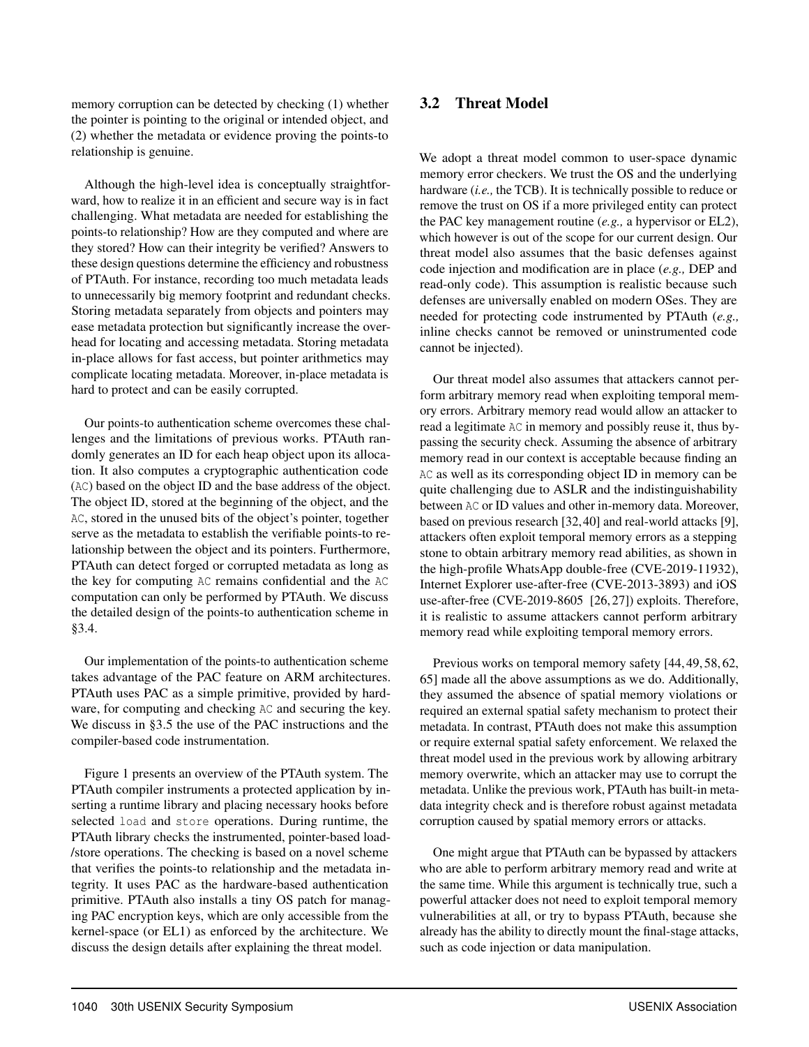memory corruption can be detected by checking (1) whether the pointer is pointing to the original or intended object, and (2) whether the metadata or evidence proving the points-to relationship is genuine.

Although the high-level idea is conceptually straightforward, how to realize it in an efficient and secure way is in fact challenging. What metadata are needed for establishing the points-to relationship? How are they computed and where are they stored? How can their integrity be verified? Answers to these design questions determine the efficiency and robustness of PTAuth. For instance, recording too much metadata leads to unnecessarily big memory footprint and redundant checks. Storing metadata separately from objects and pointers may ease metadata protection but significantly increase the overhead for locating and accessing metadata. Storing metadata in-place allows for fast access, but pointer arithmetics may complicate locating metadata. Moreover, in-place metadata is hard to protect and can be easily corrupted.

Our points-to authentication scheme overcomes these challenges and the limitations of previous works. PTAuth randomly generates an ID for each heap object upon its allocation. It also computes a cryptographic authentication code (`AC`) based on the object ID and the base address of the object. The object ID, stored at the beginning of the object, and the `AC`, stored in the unused bits of the object's pointer, together serve as the metadata to establish the verifiable points-to relationship between the object and its pointers. Furthermore, PTAuth can detect forged or corrupted metadata as long as the key for computing `AC` remains confidential and the `AC` computation can only be performed by PTAuth. We discuss the detailed design of the points-to authentication scheme in §3.4.

Our implementation of the points-to authentication scheme takes advantage of the PAC feature on ARM architectures. PTAuth uses PAC as a simple primitive, provided by hardware, for computing and checking `AC` and securing the key. We discuss in §3.5 the use of the PAC instructions and the compiler-based code instrumentation.

Figure 1 presents an overview of the PTAuth system. The PTAuth compiler instruments a protected application by inserting a runtime library and placing necessary hooks before selected `load` and `store` operations. During runtime, the PTAuth library checks the instrumented, pointer-based load-/store operations. The checking is based on a novel scheme that verifies the points-to relationship and the metadata integrity. It uses PAC as the hardware-based authentication primitive. PTAuth also installs a tiny OS patch for managing PAC encryption keys, which are only accessible from the kernel-space (or EL1) as enforced by the architecture. We discuss the design details after explaining the threat model.

## 3.2 Threat Model

We adopt a threat model common to user-space dynamic memory error checkers. We trust the OS and the underlying hardware (*i.e.,* the TCB). It is technically possible to reduce or remove the trust on OS if a more privileged entity can protect the PAC key management routine (*e.g.,* a hypervisor or EL2), which however is out of the scope for our current design. Our threat model also assumes that the basic defenses against code injection and modification are in place (*e.g.,* DEP and read-only code). This assumption is realistic because such defenses are universally enabled on modern OSes. They are needed for protecting code instrumented by PTAuth (*e.g.,* inline checks cannot be removed or uninstrumented code cannot be injected).

Our threat model also assumes that attackers cannot perform arbitrary memory read when exploiting temporal memory errors. Arbitrary memory read would allow an attacker to read a legitimate `AC` in memory and possibly reuse it, thus bypassing the security check. Assuming the absence of arbitrary memory read in our context is acceptable because finding an `AC` as well as its corresponding object ID in memory can be quite challenging due to ASLR and the indistinguishability between `AC` or ID values and other in-memory data. Moreover, based on previous research [32,40] and real-world attacks [9], attackers often exploit temporal memory errors as a stepping stone to obtain arbitrary memory read abilities, as shown in the high-profile WhatsApp double-free (CVE-2019-11932), Internet Explorer use-after-free (CVE-2013-3893) and iOS use-after-free (CVE-2019-8605 [26,27]) exploits. Therefore, it is realistic to assume attackers cannot perform arbitrary memory read while exploiting temporal memory errors.

Previous works on temporal memory safety [44,49,58,62,65] made all the above assumptions as we do. Additionally, they assumed the absence of spatial memory violations or required an external spatial safety mechanism to protect their metadata. In contrast, PTAuth does not make this assumption or require external spatial safety enforcement. We relaxed the threat model used in the previous work by allowing arbitrary memory overwrite, which an attacker may use to corrupt the metadata. Unlike the previous work, PTAuth has built-in metadata integrity check and is therefore robust against metadata corruption caused by spatial memory errors or attacks.

One might argue that PTAuth can be bypassed by attackers who are able to perform arbitrary memory read and write at the same time. While this argument is technically true, such a powerful attacker does not need to exploit temporal memory vulnerabilities at all, or try to bypass PTAuth, because she already has the ability to directly mount the final-stage attacks, such as code injection or data manipulation.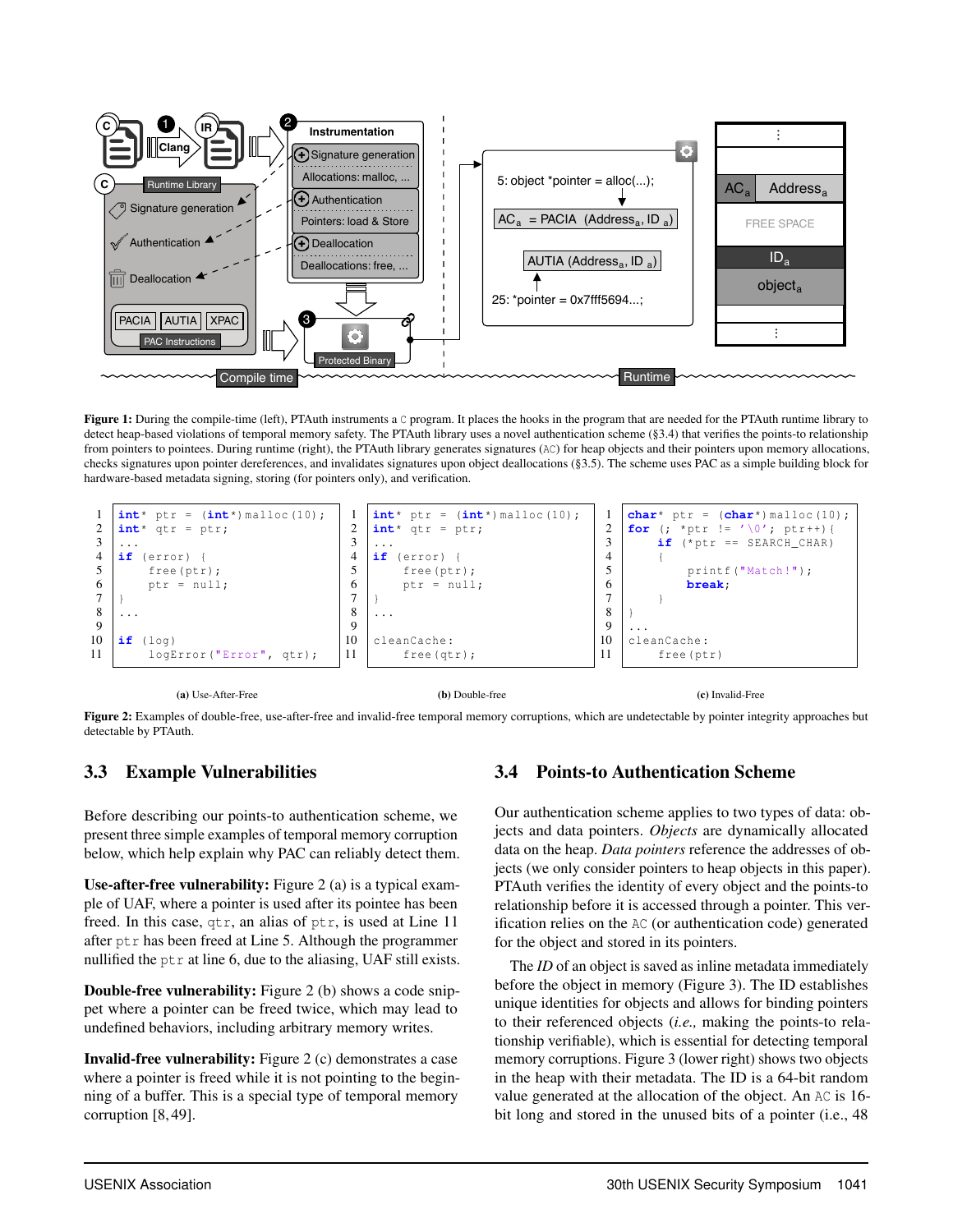Figure 1: During the compile-time (left), PTAuth instruments a C program. It places the hooks in the program that are needed for the PTAuth runtime library to detect heap-based violations of temporal memory safety. The PTAuth library uses a novel authentication scheme (§3.4) that verifies the points-to relationship from pointers to pointees. During runtime (right), the PTAuth library generates signatures (AC) for heap objects and their pointers upon memory allocations, checks signatures upon pointer dereferences, and invalidates signatures upon object deallocations (§3.5). The scheme uses PAC as a simple building block for hardware-based metadata signing, storing (for pointers only), and verification.

```
1  int* ptr = (int*)malloc(10);
2  int* qtr = ptr;
3  ...
4  if (error) {
5      free(ptr);
6      ptr = null;
7  }
8  ...
9
10 if (log)
11     logError("Error", qtr);
```

(a) Use-After-Free

```
1  int* ptr = (int*)malloc(10);
2  int* qtr = ptr;
3  ...
4  if (error) {
5      free(ptr);
6      ptr = null;
7  }
8  ...
9
10 cleanCache:
11     free(qtr);
```

(b) Double-free

```
1  char* ptr = (char*)malloc(10);
2  for (; *ptr != '\0'; ptr++){
3      if (*ptr == SEARCH_CHAR)
4      {
5          printf("Match!");
6          break;
7      }
8  }
9  ...
10 cleanCache:
11     free(ptr)
```

(c) Invalid-Free

Figure 2: Examples of double-free, use-after-free and invalid-free temporal memory corruptions, which are undetectable by pointer integrity approaches but detectable by PTAuth.

## 3.3 Example Vulnerabilities

Before describing our points-to authentication scheme, we present three simple examples of temporal memory corruption below, which help explain why PAC can reliably detect them.

**Use-after-free vulnerability:** Figure 2 (a) is a typical example of UAF, where a pointer is used after its pointee has been freed. In this case, qtr, an alias of ptr, is used at Line 11 after ptr has been freed at Line 5. Although the programmer nullified the ptr at line 6, due to the aliasing, UAF still exists.

**Double-free vulnerability:** Figure 2 (b) shows a code snippet where a pointer can be freed twice, which may lead to undefined behaviors, including arbitrary memory writes.

**Invalid-free vulnerability:** Figure 2 (c) demonstrates a case where a pointer is freed while it is not pointing to the beginning of a buffer. This is a special type of temporal memory corruption [8,49].

## 3.4 Points-to Authentication Scheme

Our authentication scheme applies to two types of data: objects and data pointers. *Objects* are dynamically allocated data on the heap. *Data pointers* reference the addresses of objects (we only consider pointers to heap objects in this paper). PTAuth verifies the identity of every object and the points-to relationship before it is accessed through a pointer. This verification relies on the AC (or authentication code) generated for the object and stored in its pointers.

The *ID* of an object is saved as inline metadata immediately before the object in memory (Figure 3). The ID establishes unique identities for objects and allows for binding pointers to their referenced objects (*i.e.,* making the points-to relationship verifiable), which is essential for detecting temporal memory corruptions. Figure 3 (lower right) shows two objects in the heap with their metadata. The ID is a 64-bit random value generated at the allocation of the object. An AC is 16-bit long and stored in the unused bits of a pointer (i.e., 48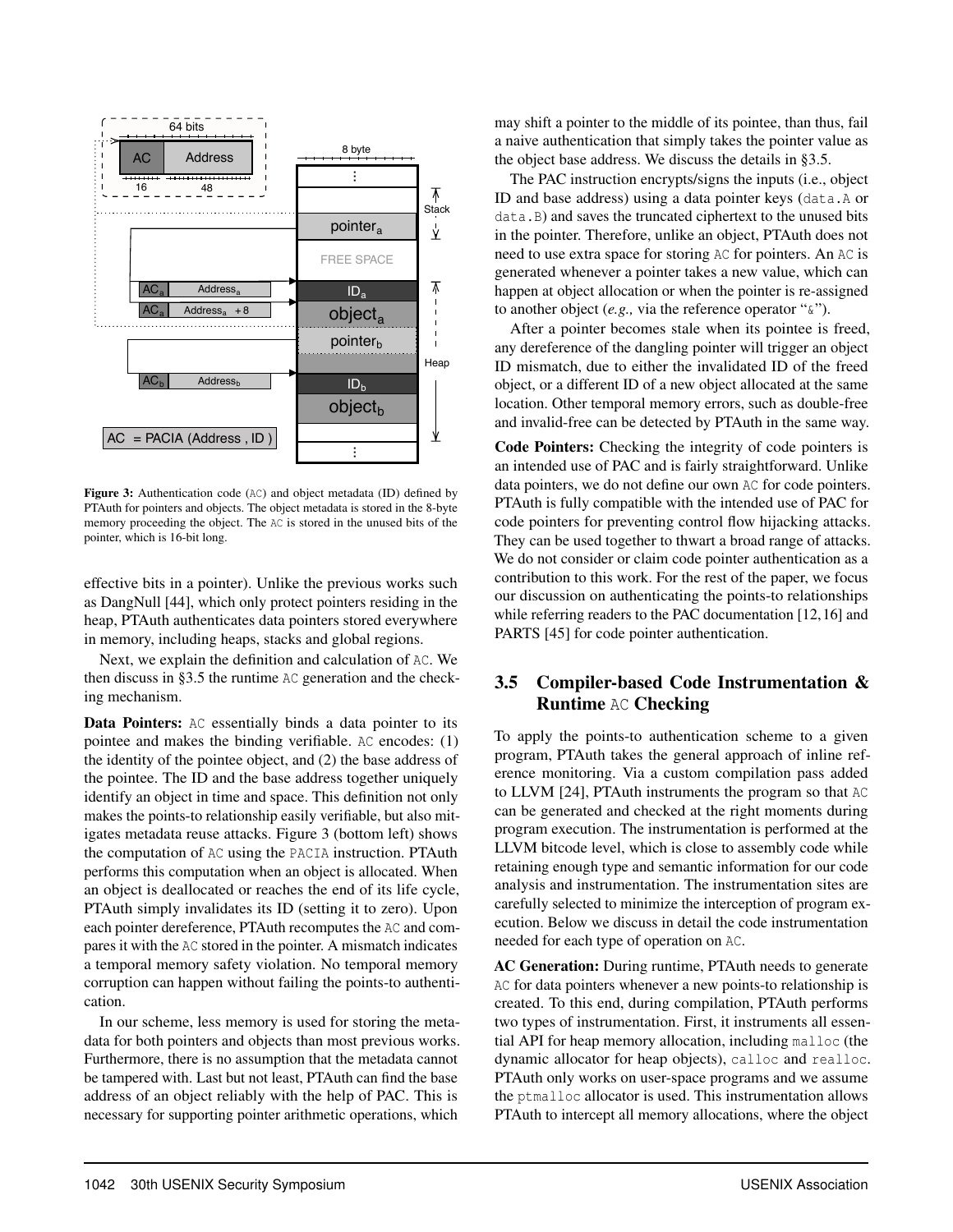**Figure 3:** Authentication code (AC) and object metadata (ID) defined by PTAuth for pointers and objects. The object metadata is stored in the 8-byte memory proceeding the object. The AC is stored in the unused bits of the pointer, which is 16-bit long.

effective bits in a pointer). Unlike the previous works such as DangNull [44], which only protect pointers residing in the heap, PTAuth authenticates data pointers stored everywhere in memory, including heaps, stacks and global regions.

Next, we explain the definition and calculation of AC. We then discuss in §3.5 the runtime AC generation and the checking mechanism.

**Data Pointers:** AC essentially binds a data pointer to its pointee and makes the binding verifiable. AC encodes: (1) the identity of the pointee object, and (2) the base address of the pointee. The ID and the base address together uniquely identify an object in time and space. This definition not only makes the points-to relationship easily verifiable, but also mitigates metadata reuse attacks. Figure 3 (bottom left) shows the computation of AC using the PACIA instruction. PTAuth performs this computation when an object is allocated. When an object is deallocated or reaches the end of its life cycle, PTAuth simply invalidates its ID (setting it to zero). Upon each pointer dereference, PTAuth recomputes the AC and compares it with the AC stored in the pointer. A mismatch indicates a temporal memory safety violation. No temporal memory corruption can happen without failing the points-to authentication.

In our scheme, less memory is used for storing the metadata for both pointers and objects than most previous works. Furthermore, there is no assumption that the metadata cannot be tampered with. Last but not least, PTAuth can find the base address of an object reliably with the help of PAC. This is necessary for supporting pointer arithmetic operations, which may shift a pointer to the middle of its pointee, than thus, fail a naive authentication that simply takes the pointer value as the object base address. We discuss the details in §3.5.

The PAC instruction encrypts/signs the inputs (i.e., object ID and base address) using a data pointer keys (data.A or data.B) and saves the truncated ciphertext to the unused bits in the pointer. Therefore, unlike an object, PTAuth does not need to use extra space for storing AC for pointers. An AC is generated whenever a pointer takes a new value, which can happen at object allocation or when the pointer is re-assigned to another object (*e.g.,* via the reference operator "&").

After a pointer becomes stale when its pointee is freed, any dereference of the dangling pointer will trigger an object ID mismatch, due to either the invalidated ID of the freed object, or a different ID of a new object allocated at the same location. Other temporal memory errors, such as double-free and invalid-free can be detected by PTAuth in the same way.

**Code Pointers:** Checking the integrity of code pointers is an intended use of PAC and is fairly straightforward. Unlike data pointers, we do not define our own AC for code pointers. PTAuth is fully compatible with the intended use of PAC for code pointers for preventing control flow hijacking attacks. They can be used together to thwart a broad range of attacks. We do not consider or claim code pointer authentication as a contribution to this work. For the rest of the paper, we focus our discussion on authenticating the points-to relationships while referring readers to the PAC documentation [12,16] and PARTS [45] for code pointer authentication.

## 3.5 Compiler-based Code Instrumentation & Runtime AC Checking

To apply the points-to authentication scheme to a given program, PTAuth takes the general approach of inline reference monitoring. Via a custom compilation pass added to LLVM [24], PTAuth instruments the program so that AC can be generated and checked at the right moments during program execution. The instrumentation is performed at the LLVM bitcode level, which is close to assembly code while retaining enough type and semantic information for our code analysis and instrumentation. The instrumentation sites are carefully selected to minimize the interception of program execution. Below we discuss in detail the code instrumentation needed for each type of operation on AC.

**AC Generation:** During runtime, PTAuth needs to generate AC for data pointers whenever a new points-to relationship is created. To this end, during compilation, PTAuth performs two types of instrumentation. First, it instruments all essential API for heap memory allocation, including malloc (the dynamic allocator for heap objects), calloc and realloc. PTAuth only works on user-space programs and we assume the ptmalloc allocator is used. This instrumentation allows PTAuth to intercept all memory allocations, where the object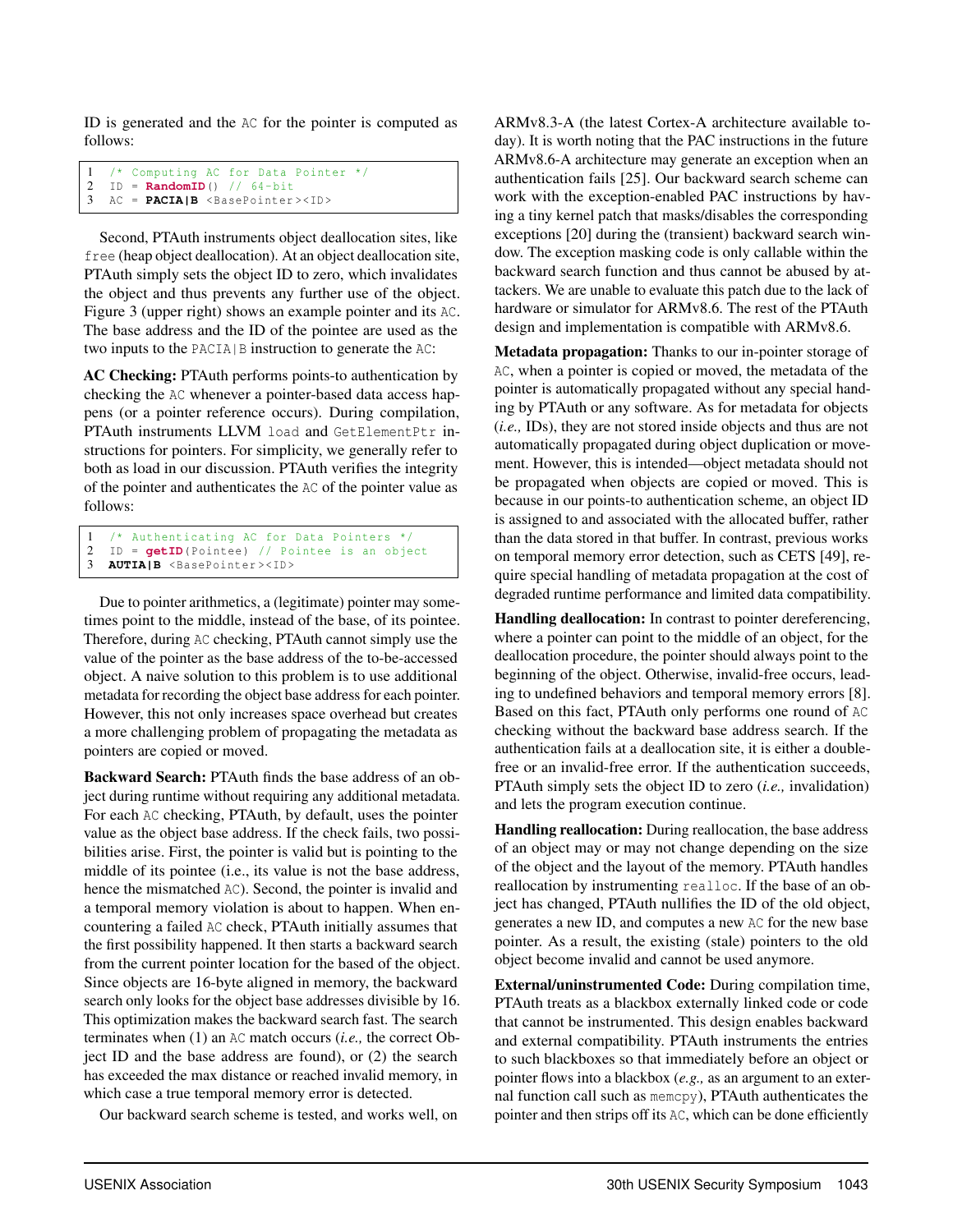ID is generated and the AC for the pointer is computed as follows:

```
1   /* Computing AC for Data Pointer */
2   ID = RandomID() // 64-bit
3   AC = PACIA|B <BasePointer><ID>
```

Second, PTAuth instruments object deallocation sites, like free (heap object deallocation). At an object deallocation site, PTAuth simply sets the object ID to zero, which invalidates the object and thus prevents any further use of the object. Figure 3 (upper right) shows an example pointer and its AC. The base address and the ID of the pointee are used as the two inputs to the PACIA|B instruction to generate the AC:

**AC Checking:** PTAuth performs points-to authentication by checking the AC whenever a pointer-based data access happens (or a pointer reference occurs). During compilation, PTAuth instruments LLVM load and GetElementPtr instructions for pointers. For simplicity, we generally refer to both as load in our discussion. PTAuth verifies the integrity of the pointer and authenticates the AC of the pointer value as follows:

```
1   /* Authenticating AC for Data Pointers */
2   ID = getID(Pointee) // Pointee is an object
3   AUTIA|B <BasePointer><ID>
```

Due to pointer arithmetics, a (legitimate) pointer may sometimes point to the middle, instead of the base, of its pointee. Therefore, during AC checking, PTAuth cannot simply use the value of the pointer as the base address of the to-be-accessed object. A naive solution to this problem is to use additional metadata for recording the object base address for each pointer. However, this not only increases space overhead but creates a more challenging problem of propagating the metadata as pointers are copied or moved.

**Backward Search:** PTAuth finds the base address of an object during runtime without requiring any additional metadata. For each AC checking, PTAuth, by default, uses the pointer value as the object base address. If the check fails, two possibilities arise. First, the pointer is valid but is pointing to the middle of its pointee (i.e., its value is not the base address, hence the mismatched AC). Second, the pointer is invalid and a temporal memory violation is about to happen. When encountering a failed AC check, PTAuth initially assumes that the first possibility happened. It then starts a backward search from the current pointer location for the based of the object. Since objects are 16-byte aligned in memory, the backward search only looks for the object base addresses divisible by 16. This optimization makes the backward search fast. The search terminates when (1) an AC match occurs (*i.e.,* the correct Object ID and the base address are found), or (2) the search has exceeded the max distance or reached invalid memory, in which case a true temporal memory error is detected.

Our backward search scheme is tested, and works well, on ARMv8.3-A (the latest Cortex-A architecture available today). It is worth noting that the PAC instructions in the future ARMv8.6-A architecture may generate an exception when an authentication fails [25]. Our backward search scheme can work with the exception-enabled PAC instructions by having a tiny kernel patch that masks/disables the corresponding exceptions [20] during the (transient) backward search window. The exception masking code is only callable within the backward search function and thus cannot be abused by attackers. We are unable to evaluate this patch due to the lack of hardware or simulator for ARMv8.6. The rest of the PTAuth design and implementation is compatible with ARMv8.6.

**Metadata propagation:** Thanks to our in-pointer storage of AC, when a pointer is copied or moved, the metadata of the pointer is automatically propagated without any special handing by PTAuth or any software. As for metadata for objects (*i.e.,* IDs), they are not stored inside objects and thus are not automatically propagated during object duplication or movement. However, this is intended—object metadata should not be propagated when objects are copied or moved. This is because in our points-to authentication scheme, an object ID is assigned to and associated with the allocated buffer, rather than the data stored in that buffer. In contrast, previous works on temporal memory error detection, such as CETS [49], require special handling of metadata propagation at the cost of degraded runtime performance and limited data compatibility.

**Handling deallocation:** In contrast to pointer dereferencing, where a pointer can point to the middle of an object, for the deallocation procedure, the pointer should always point to the beginning of the object. Otherwise, invalid-free occurs, leading to undefined behaviors and temporal memory errors [8]. Based on this fact, PTAuth only performs one round of AC checking without the backward base address search. If the authentication fails at a deallocation site, it is either a double-free or an invalid-free error. If the authentication succeeds, PTAuth simply sets the object ID to zero (*i.e.,* invalidation) and lets the program execution continue.

**Handling reallocation:** During reallocation, the base address of an object may or may not change depending on the size of the object and the layout of the memory. PTAuth handles reallocation by instrumenting realloc. If the base of an object has changed, PTAuth nullifies the ID of the old object, generates a new ID, and computes a new AC for the new base pointer. As a result, the existing (stale) pointers to the old object become invalid and cannot be used anymore.

**External/uninstrumented Code:** During compilation time, PTAuth treats as a blackbox externally linked code or code that cannot be instrumented. This design enables backward and external compatibility. PTAuth instruments the entries to such blackboxes so that immediately before an object or pointer flows into a blackbox (*e.g.,* as an argument to an external function call such as memcpy), PTAuth authenticates the pointer and then strips off its AC, which can be done efficiently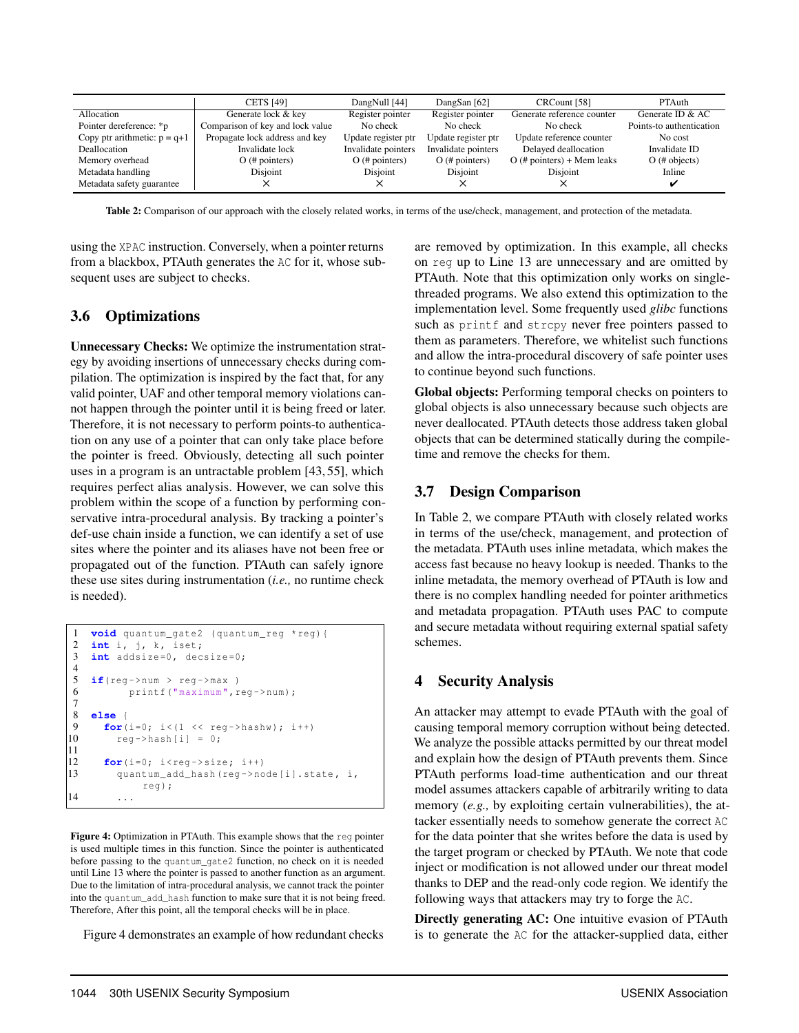| | CETS [49] | DangNull [44] | DangSan [62] | CRCount [58] | PTAuth |
|---|---|---|---|---|---|
| Allocation | Generate lock & key | Register pointer | Register pointer | Generate reference counter | Generate ID & AC |
| Pointer dereference: *p | Comparison of key and lock value | No check | No check | No check | Points-to authentication |
| Copy ptr arithmetic: p = q+1 | Propagate lock address and key | Update register ptr | Update register ptr | Update reference counter | No cost |
| Deallocation | Invalidate lock | Invalidate pointers | Invalidate pointers | Delayed deallocation | Invalidate ID |
| Memory overhead | O (# pointers) | O (# pointers) | O (# pointers) | O (# pointers) + Mem leaks | O (# objects) |
| Metadata handling | Disjoint | Disjoint | Disjoint | Disjoint | Inline |
| Metadata safety guarantee | ✗ | ✗ | ✗ | ✗ | ✔ |

**Table 2:** Comparison of our approach with the closely related works, in terms of the use/check, management, and protection of the metadata.

using the XPAC instruction. Conversely, when a pointer returns from a blackbox, PTAuth generates the AC for it, whose subsequent uses are subject to checks.

### 3.6 Optimizations

**Unnecessary Checks:** We optimize the instrumentation strategy by avoiding insertions of unnecessary checks during compilation. The optimization is inspired by the fact that, for any valid pointer, UAF and other temporal memory violations cannot happen through the pointer until it is being freed or later. Therefore, it is not necessary to perform points-to authentication on any use of a pointer that can only take place before the pointer is freed. Obviously, detecting all such pointer uses in a program is an untractable problem [43, 55], which requires perfect alias analysis. However, we can solve this problem within the scope of a function by performing conservative intra-procedural analysis. By tracking a pointer's def-use chain inside a function, we can identify a set of use sites where the pointer and its aliases have not been free or propagated out of the function. PTAuth can safely ignore these use sites during instrumentation (*i.e.,* no runtime check is needed).

```
1   void quantum_gate2 (quantum_reg *reg){
2   int i, j, k, iset;
3   int addsize=0, decsize=0;
4
5   if(reg->num > reg->max )
6          printf("maximum",reg->num);
7
8   else {
9     for(i=0; i<(1 << reg->hashw); i++)
10      reg->hash[i] = 0;
11
12    for(i=0; i<reg->size; i++)
13      quantum_add_hash(reg->node[i].state, i,
            reg);
14      ...
```

**Figure 4:** Optimization in PTAuth. This example shows that the reg pointer is used multiple times in this function. Since the pointer is authenticated before passing to the quantum_gate2 function, no check on it is needed until Line 13 where the pointer is passed to another function as an argument. Due to the limitation of intra-procedural analysis, we cannot track the pointer into the quantum_add_hash function to make sure that it is not being freed. Therefore, After this point, all the temporal checks will be in place.

Figure 4 demonstrates an example of how redundant checks are removed by optimization. In this example, all checks on reg up to Line 13 are unnecessary and are omitted by PTAuth. Note that this optimization only works on single-threaded programs. We also extend this optimization to the implementation level. Some frequently used *glibc* functions such as printf and strcpy never free pointers passed to them as parameters. Therefore, we whitelist such functions and allow the intra-procedural discovery of safe pointer uses to continue beyond such functions.

**Global objects:** Performing temporal checks on pointers to global objects is also unnecessary because such objects are never deallocated. PTAuth detects those address taken global objects that can be determined statically during the compile-time and remove the checks for them.

### 3.7 Design Comparison

In Table 2, we compare PTAuth with closely related works in terms of the use/check, management, and protection of the metadata. PTAuth uses inline metadata, which makes the access fast because no heavy lookup is needed. Thanks to the inline metadata, the memory overhead of PTAuth is low and there is no complex handling needed for pointer arithmetics and metadata propagation. PTAuth uses PAC to compute and secure metadata without requiring external spatial safety schemes.

## 4 Security Analysis

An attacker may attempt to evade PTAuth with the goal of causing temporal memory corruption without being detected. We analyze the possible attacks permitted by our threat model and explain how the design of PTAuth prevents them. Since PTAuth performs load-time authentication and our threat model assumes attackers capable of arbitrarily writing to data memory (*e.g.,* by exploiting certain vulnerabilities), the attacker essentially needs to somehow generate the correct AC for the data pointer that she writes before the data is used by the target program or checked by PTAuth. We note that code inject or modification is not allowed under our threat model thanks to DEP and the read-only code region. We identify the following ways that attackers may try to forge the AC.

**Directly generating AC:** One intuitive evasion of PTAuth is to generate the AC for the attacker-supplied data, either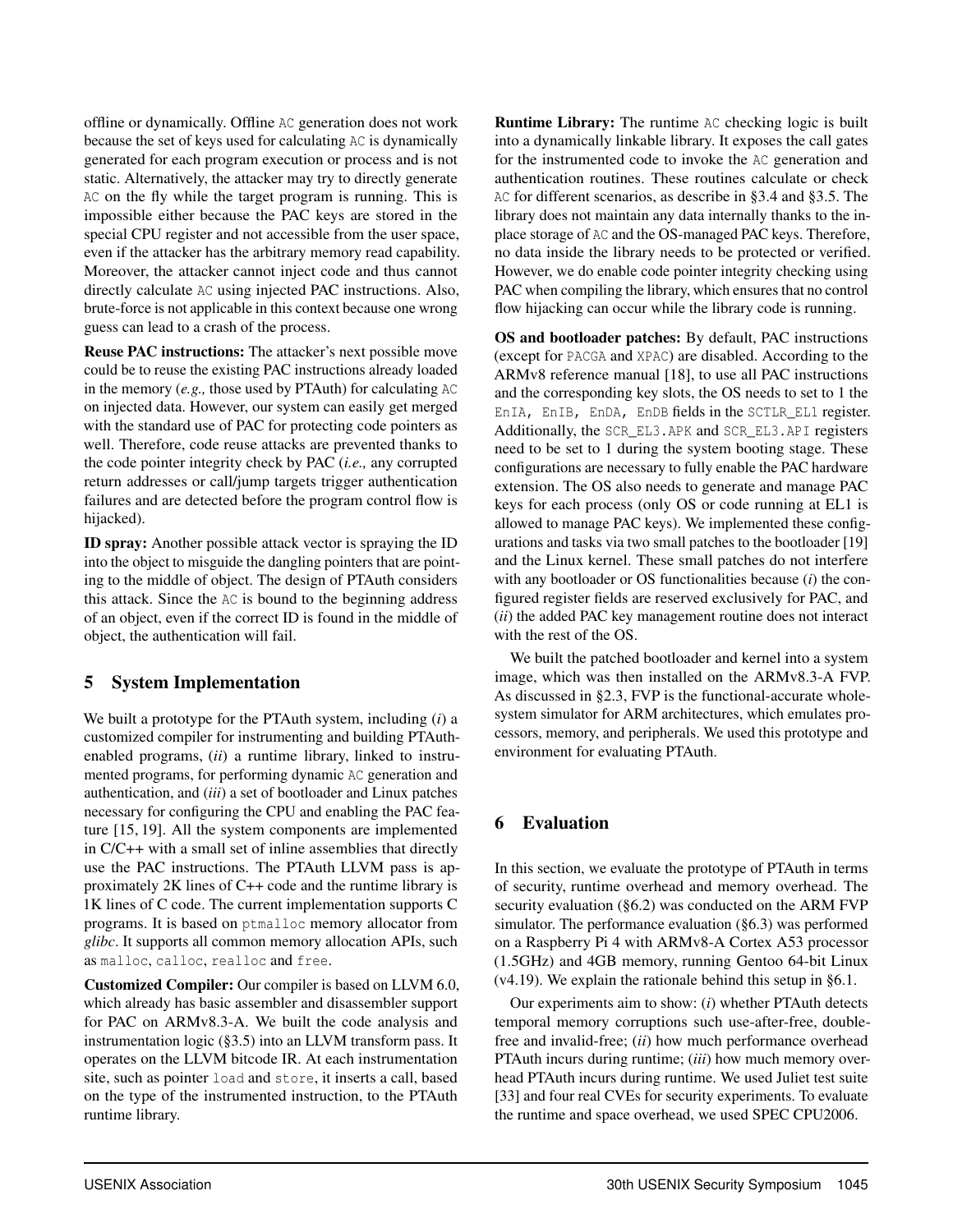offline or dynamically. Offline AC generation does not work because the set of keys used for calculating AC is dynamically generated for each program execution or process and is not static. Alternatively, the attacker may try to directly generate AC on the fly while the target program is running. This is impossible either because the PAC keys are stored in the special CPU register and not accessible from the user space, even if the attacker has the arbitrary memory read capability. Moreover, the attacker cannot inject code and thus cannot directly calculate AC using injected PAC instructions. Also, brute-force is not applicable in this context because one wrong guess can lead to a crash of the process.

**Reuse PAC instructions:** The attacker's next possible move could be to reuse the existing PAC instructions already loaded in the memory (*e.g.,* those used by PTAuth) for calculating AC on injected data. However, our system can easily get merged with the standard use of PAC for protecting code pointers as well. Therefore, code reuse attacks are prevented thanks to the code pointer integrity check by PAC (*i.e.,* any corrupted return addresses or call/jump targets trigger authentication failures and are detected before the program control flow is hijacked).

**ID spray:** Another possible attack vector is spraying the ID into the object to misguide the dangling pointers that are pointing to the middle of object. The design of PTAuth considers this attack. Since the AC is bound to the beginning address of an object, even if the correct ID is found in the middle of object, the authentication will fail.

## 5 System Implementation

We built a prototype for the PTAuth system, including (*i*) a customized compiler for instrumenting and building PTAuth-enabled programs, (*ii*) a runtime library, linked to instrumented programs, for performing dynamic AC generation and authentication, and (*iii*) a set of bootloader and Linux patches necessary for configuring the CPU and enabling the PAC feature [15, 19]. All the system components are implemented in C/C++ with a small set of inline assemblies that directly use the PAC instructions. The PTAuth LLVM pass is approximately 2K lines of C++ code and the runtime library is 1K lines of C code. The current implementation supports C programs. It is based on `ptmalloc` memory allocator from *glibc*. It supports all common memory allocation APIs, such as `malloc`, `calloc`, `realloc` and `free`.

**Customized Compiler:** Our compiler is based on LLVM 6.0, which already has basic assembler and disassembler support for PAC on ARMv8.3-A. We built the code analysis and instrumentation logic (§3.5) into an LLVM transform pass. It operates on the LLVM bitcode IR. At each instrumentation site, such as pointer `load` and `store`, it inserts a call, based on the type of the instrumented instruction, to the PTAuth runtime library.

**Runtime Library:** The runtime AC checking logic is built into a dynamically linkable library. It exposes the call gates for the instrumented code to invoke the AC generation and authentication routines. These routines calculate or check AC for different scenarios, as describe in §3.4 and §3.5. The library does not maintain any data internally thanks to the in-place storage of AC and the OS-managed PAC keys. Therefore, no data inside the library needs to be protected or verified. However, we do enable code pointer integrity checking using PAC when compiling the library, which ensures that no control flow hijacking can occur while the library code is running.

**OS and bootloader patches:** By default, PAC instructions (except for `PACGA` and `XPAC`) are disabled. According to the ARMv8 reference manual [18], to use all PAC instructions and the corresponding key slots, the OS needs to set to 1 the `EnIA, EnIB, EnDA, EnDB` fields in the `SCTLR_EL1` register. Additionally, the `SCR_EL3.APK` and `SCR_EL3.API` registers need to be set to 1 during the system booting stage. These configurations are necessary to fully enable the PAC hardware extension. The OS also needs to generate and manage PAC keys for each process (only OS or code running at EL1 is allowed to manage PAC keys). We implemented these configurations and tasks via two small patches to the bootloader [19] and the Linux kernel. These small patches do not interfere with any bootloader or OS functionalities because (*i*) the configured register fields are reserved exclusively for PAC, and (*ii*) the added PAC key management routine does not interact with the rest of the OS.

We built the patched bootloader and kernel into a system image, which was then installed on the ARMv8.3-A FVP. As discussed in §2.3, FVP is the functional-accurate whole-system simulator for ARM architectures, which emulates processors, memory, and peripherals. We used this prototype and environment for evaluating PTAuth.

## 6 Evaluation

In this section, we evaluate the prototype of PTAuth in terms of security, runtime overhead and memory overhead. The security evaluation (§6.2) was conducted on the ARM FVP simulator. The performance evaluation (§6.3) was performed on a Raspberry Pi 4 with ARMv8-A Cortex A53 processor (1.5GHz) and 4GB memory, running Gentoo 64-bit Linux (v4.19). We explain the rationale behind this setup in §6.1.

Our experiments aim to show: (*i*) whether PTAuth detects temporal memory corruptions such use-after-free, double-free and invalid-free; (*ii*) how much performance overhead PTAuth incurs during runtime; (*iii*) how much memory overhead PTAuth incurs during runtime. We used Juliet test suite [33] and four real CVEs for security experiments. To evaluate the runtime and space overhead, we used SPEC CPU2006.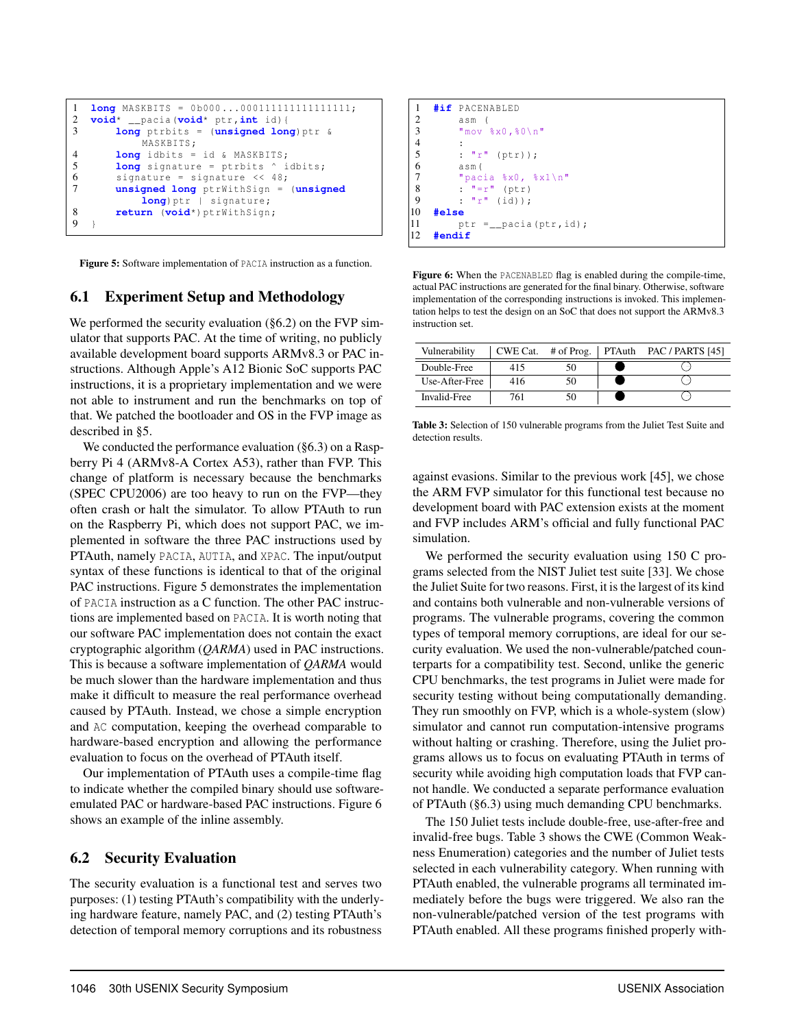```
1  long MASKBITS = 0b000...000111111111111111;
2  void* __pacia(void* ptr,int id){
3      long ptrbits = (unsigned long)ptr &
           MASKBITS;
4      long idbits = id & MASKBITS;
5      long signature = ptrbits ^ idbits;
6      signature = signature << 48;
7      unsigned long ptrWithSign = (unsigned
           long)ptr | signature;
8      return (void*)ptrWithSign;
9  }
```

**Figure 5:** Software implementation of PACIA instruction as a function.

## 6.1 Experiment Setup and Methodology

We performed the security evaluation (§6.2) on the FVP simulator that supports PAC. At the time of writing, no publicly available development board supports ARMv8.3 or PAC instructions. Although Apple's A12 Bionic SoC supports PAC instructions, it is a proprietary implementation and we were not able to instrument and run the benchmarks on top of that. We patched the bootloader and OS in the FVP image as described in §5.

We conducted the performance evaluation (§6.3) on a Raspberry Pi 4 (ARMv8-A Cortex A53), rather than FVP. This change of platform is necessary because the benchmarks (SPEC CPU2006) are too heavy to run on the FVP—they often crash or halt the simulator. To allow PTAuth to run on the Raspberry Pi, which does not support PAC, we implemented in software the three PAC instructions used by PTAuth, namely PACIA, AUTIA, and XPAC. The input/output syntax of these functions is identical to that of the original PAC instructions. Figure 5 demonstrates the implementation of PACIA instruction as a C function. The other PAC instructions are implemented based on PACIA. It is worth noting that our software PAC implementation does not contain the exact cryptographic algorithm (*QARMA*) used in PAC instructions. This is because a software implementation of *QARMA* would be much slower than the hardware implementation and thus make it difficult to measure the real performance overhead caused by PTAuth. Instead, we chose a simple encryption and AC computation, keeping the overhead comparable to hardware-based encryption and allowing the performance evaluation to focus on the overhead of PTAuth itself.

Our implementation of PTAuth uses a compile-time flag to indicate whether the compiled binary should use software-emulated PAC or hardware-based PAC instructions. Figure 6 shows an example of the inline assembly.

## 6.2 Security Evaluation

The security evaluation is a functional test and serves two purposes: (1) testing PTAuth's compatibility with the underlying hardware feature, namely PAC, and (2) testing PTAuth's detection of temporal memory corruptions and its robustness against evasions. Similar to the previous work [45], we chose the ARM FVP simulator for this functional test because no development board with PAC extension exists at the moment and FVP includes ARM's official and fully functional PAC simulation.

```
1  #if PACENABLED
2      asm (
3      "mov %x0,%0\n"
4      :
5      : "r" (ptr));
6      asm(
7      "pacia %x0, %x1\n"
8      : "=r" (ptr)
9      : "r" (id));
10 #else
11     ptr =__pacia(ptr,id);
12 #endif
```

**Figure 6:** When the PACENABLED flag is enabled during the compile-time, actual PAC instructions are generated for the final binary. Otherwise, software implementation of the corresponding instructions is invoked. This implementation helps to test the design on an SoC that does not support the ARMv8.3 instruction set.

| Vulnerability | CWE Cat. | # of Prog. | PTAuth | PAC / PARTS [45] |
|---|---|---|---|---|
| Double-Free | 415 | 50 | ● | ○ |
| Use-After-Free | 416 | 50 | ● | ○ |
| Invalid-Free | 761 | 50 | ● | ○ |

**Table 3:** Selection of 150 vulnerable programs from the Juliet Test Suite and detection results.

We performed the security evaluation using 150 C programs selected from the NIST Juliet test suite [33]. We chose the Juliet Suite for two reasons. First, it is the largest of its kind and contains both vulnerable and non-vulnerable versions of programs. The vulnerable programs, covering the common types of temporal memory corruptions, are ideal for our security evaluation. We used the non-vulnerable/patched counterparts for a compatibility test. Second, unlike the generic CPU benchmarks, the test programs in Juliet were made for security testing without being computationally demanding. They run smoothly on FVP, which is a whole-system (slow) simulator and cannot run computation-intensive programs without halting or crashing. Therefore, using the Juliet programs allows us to focus on evaluating PTAuth in terms of security while avoiding high computation loads that FVP cannot handle. We conducted a separate performance evaluation of PTAuth (§6.3) using much demanding CPU benchmarks.

The 150 Juliet tests include double-free, use-after-free and invalid-free bugs. Table 3 shows the CWE (Common Weakness Enumeration) categories and the number of Juliet tests selected in each vulnerability category. When running with PTAuth enabled, the vulnerable programs all terminated immediately before the bugs were triggered. We also ran the non-vulnerable/patched version of the test programs with PTAuth enabled. All these programs finished properly with-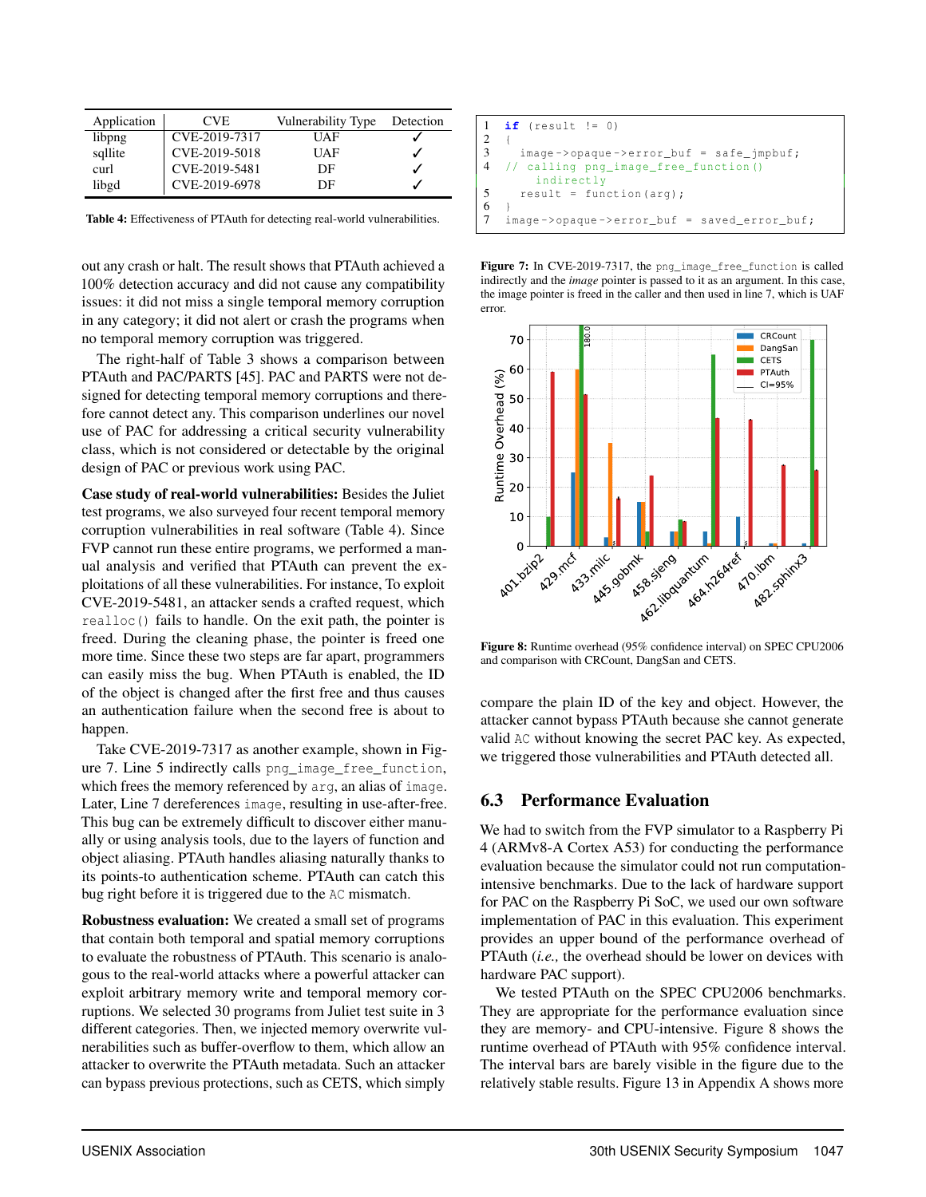| Application | CVE | Vulnerability Type | Detection |
|---|---|---|---|
| libpng | CVE-2019-7317 | UAF | ✓ |
| sqllite | CVE-2019-5018 | UAF | ✓ |
| curl | CVE-2019-5481 | DF | ✓ |
| libgd | CVE-2019-6978 | DF | ✓ |

**Table 4:** Effectiveness of PTAuth for detecting real-world vulnerabilities.

out any crash or halt. The result shows that PTAuth achieved a 100% detection accuracy and did not cause any compatibility issues: it did not miss a single temporal memory corruption in any category; it did not alert or crash the programs when no temporal memory corruption was triggered.

The right-half of Table 3 shows a comparison between PTAuth and PAC/PARTS [45]. PAC and PARTS were not designed for detecting temporal memory corruptions and therefore cannot detect any. This comparison underlines our novel use of PAC for addressing a critical security vulnerability class, which is not considered or detectable by the original design of PAC or previous work using PAC.

**Case study of real-world vulnerabilities:** Besides the Juliet test programs, we also surveyed four recent temporal memory corruption vulnerabilities in real software (Table 4). Since FVP cannot run these entire programs, we performed a manual analysis and verified that PTAuth can prevent the exploitations of all these vulnerabilities. For instance, To exploit CVE-2019-5481, an attacker sends a crafted request, which `realloc()` fails to handle. On the exit path, the pointer is freed. During the cleaning phase, the pointer is freed one more time. Since these two steps are far apart, programmers can easily miss the bug. When PTAuth is enabled, the ID of the object is changed after the first free and thus causes an authentication failure when the second free is about to happen.

Take CVE-2019-7317 as another example, shown in Figure 7. Line 5 indirectly calls `png_image_free_function`, which frees the memory referenced by `arg`, an alias of `image`. Later, Line 7 dereferences `image`, resulting in use-after-free. This bug can be extremely difficult to discover either manually or using analysis tools, due to the layers of function and object aliasing. PTAuth handles aliasing naturally thanks to its points-to authentication scheme. PTAuth can catch this bug right before it is triggered due to the `AC` mismatch.

**Robustness evaluation:** We created a small set of programs that contain both temporal and spatial memory corruptions to evaluate the robustness of PTAuth. This scenario is analogous to the real-world attacks where a powerful attacker can exploit arbitrary memory write and temporal memory corruptions. We selected 30 programs from Juliet test suite in 3 different categories. Then, we injected memory overwrite vulnerabilities such as buffer-overflow to them, which allow an attacker to overwrite the PTAuth metadata. Such an attacker can bypass previous protections, such as CETS, which simply

```
1  if (result != 0)
2  {
3    image->opaque->error_buf = safe_jmpbuf;
4  // calling png_image_free_function()
       indirectly
5    result = function(arg);
6  }
7  image->opaque->error_buf = saved_error_buf;
```

**Figure 7:** In CVE-2019-7317, the `png_image_free_function` is called indirectly and the *image* pointer is passed to it as an argument. In this case, the image pointer is freed in the caller and then used in line 7, which is UAF error.

**Figure 8:** Runtime overhead (95% confidence interval) on SPEC CPU2006 and comparison with CRCount, DangSan and CETS.

compare the plain ID of the key and object. However, the attacker cannot bypass PTAuth because she cannot generate valid `AC` without knowing the secret PAC key. As expected, we triggered those vulnerabilities and PTAuth detected all.

## 6.3 Performance Evaluation

We had to switch from the FVP simulator to a Raspberry Pi 4 (ARMv8-A Cortex A53) for conducting the performance evaluation because the simulator could not run computation-intensive benchmarks. Due to the lack of hardware support for PAC on the Raspberry Pi SoC, we used our own software implementation of PAC in this evaluation. This experiment provides an upper bound of the performance overhead of PTAuth (*i.e.,* the overhead should be lower on devices with hardware PAC support).

We tested PTAuth on the SPEC CPU2006 benchmarks. They are appropriate for the performance evaluation since they are memory- and CPU-intensive. Figure 8 shows the runtime overhead of PTAuth with 95% confidence interval. The interval bars are barely visible in the figure due to the relatively stable results. Figure 13 in Appendix A shows more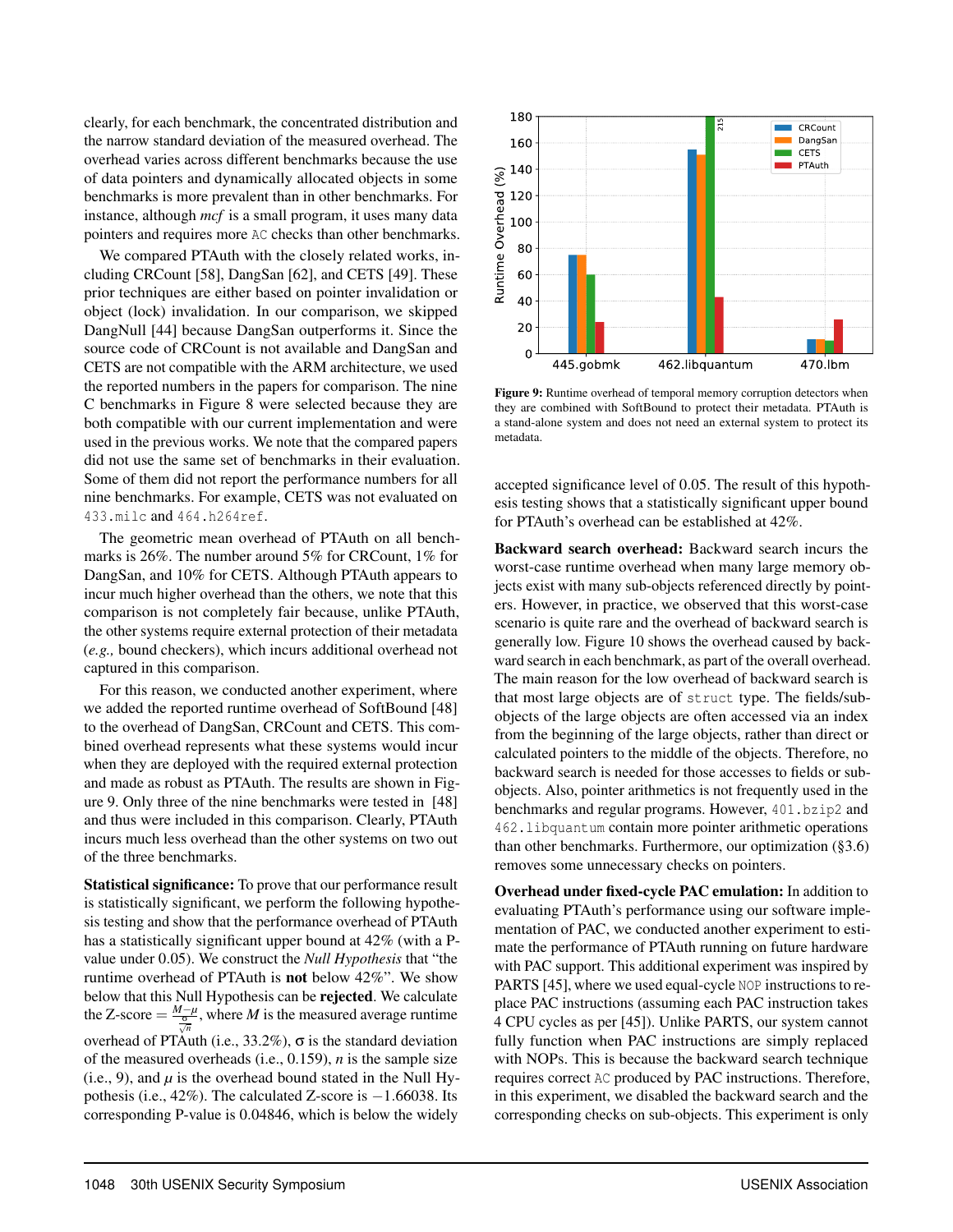clearly, for each benchmark, the concentrated distribution and the narrow standard deviation of the measured overhead. The overhead varies across different benchmarks because the use of data pointers and dynamically allocated objects in some benchmarks is more prevalent than in other benchmarks. For instance, although *mcf* is a small program, it uses many data pointers and requires more AC checks than other benchmarks.

We compared PTAuth with the closely related works, including CRCount [58], DangSan [62], and CETS [49]. These prior techniques are either based on pointer invalidation or object (lock) invalidation. In our comparison, we skipped DangNull [44] because DangSan outperforms it. Since the source code of CRCount is not available and DangSan and CETS are not compatible with the ARM architecture, we used the reported numbers in the papers for comparison. The nine C benchmarks in Figure 8 were selected because they are both compatible with our current implementation and were used in the previous works. We note that the compared papers did not use the same set of benchmarks in their evaluation. Some of them did not report the performance numbers for all nine benchmarks. For example, CETS was not evaluated on `433.milc` and `464.h264ref`.

The geometric mean overhead of PTAuth on all benchmarks is 26%. The number around 5% for CRCount, 1% for DangSan, and 10% for CETS. Although PTAuth appears to incur much higher overhead than the others, we note that this comparison is not completely fair because, unlike PTAuth, the other systems require external protection of their metadata (*e.g.,* bound checkers), which incurs additional overhead not captured in this comparison.

For this reason, we conducted another experiment, where we added the reported runtime overhead of SoftBound [48] to the overhead of DangSan, CRCount and CETS. This combined overhead represents what these systems would incur when they are deployed with the required external protection and made as robust as PTAuth. The results are shown in Figure 9. Only three of the nine benchmarks were tested in [48] and thus were included in this comparison. Clearly, PTAuth incurs much less overhead than the other systems on two out of the three benchmarks.

**Statistical significance:** To prove that our performance result is statistically significant, we perform the following hypothesis testing and show that the performance overhead of PTAuth has a statistically significant upper bound at 42% (with a P-value under 0.05). We construct the *Null Hypothesis* that "the runtime overhead of PTAuth is **not** below 42%". We show below that this Null Hypothesis can be **rejected**. We calculate the Z-score $= \frac{M-\mu}{\frac{\sigma}{\sqrt{n}}}$, where $M$ is the measured average runtime overhead of PTAuth (i.e., 33.2%), $\sigma$ is the standard deviation of the measured overheads (i.e., 0.159), $n$ is the sample size (i.e., 9), and $\mu$ is the overhead bound stated in the Null Hypothesis (i.e., 42%). The calculated Z-score is $-1.66038$. Its corresponding P-value is 0.04846, which is below the widely accepted significance level of 0.05. The result of this hypothesis testing shows that a statistically significant upper bound for PTAuth's overhead can be established at 42%.

**Figure 9:** Runtime overhead of temporal memory corruption detectors when they are combined with SoftBound to protect their metadata. PTAuth is a stand-alone system and does not need an external system to protect its metadata.

**Backward search overhead:** Backward search incurs the worst-case runtime overhead when many large memory objects exist with many sub-objects referenced directly by pointers. However, in practice, we observed that this worst-case scenario is quite rare and the overhead of backward search is generally low. Figure 10 shows the overhead caused by backward search in each benchmark, as part of the overall overhead. The main reason for the low overhead of backward search is that most large objects are of `struct` type. The fields/sub-objects of the large objects are often accessed via an index from the beginning of the large objects, rather than direct or calculated pointers to the middle of the objects. Therefore, no backward search is needed for those accesses to fields or sub-objects. Also, pointer arithmetics is not frequently used in the benchmarks and regular programs. However, `401.bzip2` and `462.libquantum` contain more pointer arithmetic operations than other benchmarks. Furthermore, our optimization (§3.6) removes some unnecessary checks on pointers.

**Overhead under fixed-cycle PAC emulation:** In addition to evaluating PTAuth's performance using our software implementation of PAC, we conducted another experiment to estimate the performance of PTAuth running on future hardware with PAC support. This additional experiment was inspired by PARTS [45], where we used equal-cycle `NOP` instructions to replace PAC instructions (assuming each PAC instruction takes 4 CPU cycles as per [45]). Unlike PARTS, our system cannot fully function when PAC instructions are simply replaced with NOPs. This is because the backward search technique requires correct AC produced by PAC instructions. Therefore, in this experiment, we disabled the backward search and the corresponding checks on sub-objects. This experiment is only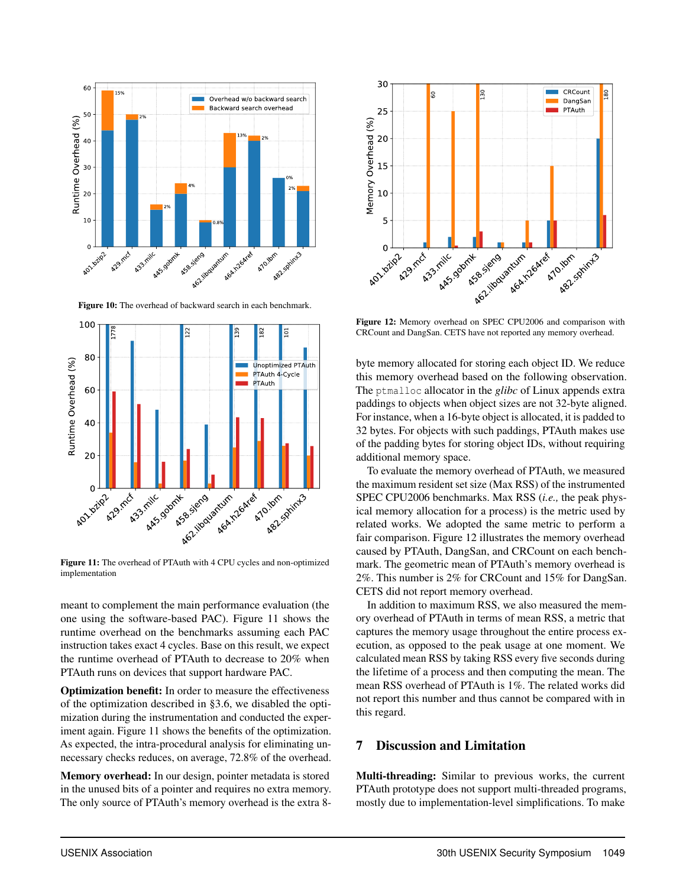Figure 10: The overhead of backward search in each benchmark.

Figure 11: The overhead of PTAuth with 4 CPU cycles and non-optimized implementation

meant to complement the main performance evaluation (the one using the software-based PAC). Figure 11 shows the runtime overhead on the benchmarks assuming each PAC instruction takes exact 4 cycles. Base on this result, we expect the runtime overhead of PTAuth to decrease to 20% when PTAuth runs on devices that support hardware PAC.

**Optimization benefit:** In order to measure the effectiveness of the optimization described in §3.6, we disabled the optimization during the instrumentation and conducted the experiment again. Figure 11 shows the benefits of the optimization. As expected, the intra-procedural analysis for eliminating unnecessary checks reduces, on average, 72.8% of the overhead.

**Memory overhead:** In our design, pointer metadata is stored in the unused bits of a pointer and requires no extra memory. The only source of PTAuth's memory overhead is the extra 8-byte memory allocated for storing each object ID. We reduce this memory overhead based on the following observation. The `ptmalloc` allocator in the *glibc* of Linux appends extra paddings to objects when object sizes are not 32-byte aligned. For instance, when a 16-byte object is allocated, it is padded to 32 bytes. For objects with such paddings, PTAuth makes use of the padding bytes for storing object IDs, without requiring additional memory space.

To evaluate the memory overhead of PTAuth, we measured the maximum resident set size (Max RSS) of the instrumented SPEC CPU2006 benchmarks. Max RSS (*i.e.,* the peak physical memory allocation for a process) is the metric used by related works. We adopted the same metric to perform a fair comparison. Figure 12 illustrates the memory overhead caused by PTAuth, DangSan, and CRCount on each benchmark. The geometric mean of PTAuth's memory overhead is 2%. This number is 2% for CRCount and 15% for DangSan. CETS did not report memory overhead.

Figure 12: Memory overhead on SPEC CPU2006 and comparison with CRCount and DangSan. CETS have not reported any memory overhead.

In addition to maximum RSS, we also measured the memory overhead of PTAuth in terms of mean RSS, a metric that captures the memory usage throughout the entire process execution, as opposed to the peak usage at one moment. We calculated mean RSS by taking RSS every five seconds during the lifetime of a process and then computing the mean. The mean RSS overhead of PTAuth is 1%. The related works did not report this number and thus cannot be compared with in this regard.

## 7 Discussion and Limitation

**Multi-threading:** Similar to previous works, the current PTAuth prototype does not support multi-threaded programs, mostly due to implementation-level simplifications. To make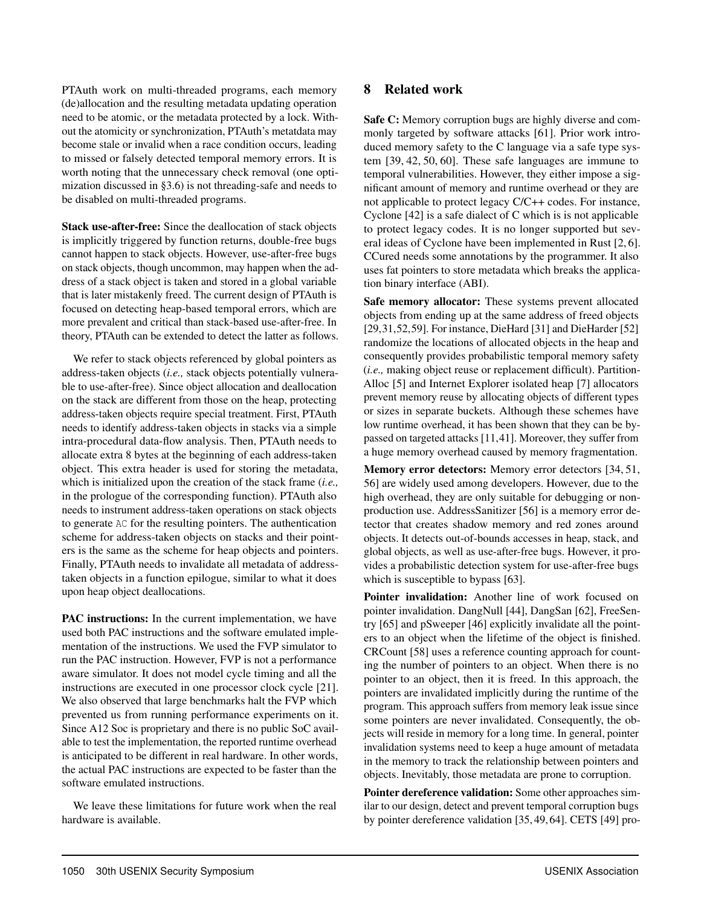PTAuth work on multi-threaded programs, each memory (de)allocation and the resulting metadata updating operation need to be atomic, or the metadata protected by a lock. Without the atomicity or synchronization, PTAuth's metatdata may become stale or invalid when a race condition occurs, leading to missed or falsely detected temporal memory errors. It is worth noting that the unnecessary check removal (one optimization discussed in §3.6) is not threading-safe and needs to be disabled on multi-threaded programs.

**Stack use-after-free:** Since the deallocation of stack objects is implicitly triggered by function returns, double-free bugs cannot happen to stack objects. However, use-after-free bugs on stack objects, though uncommon, may happen when the address of a stack object is taken and stored in a global variable that is later mistakenly freed. The current design of PTAuth is focused on detecting heap-based temporal errors, which are more prevalent and critical than stack-based use-after-free. In theory, PTAuth can be extended to detect the latter as follows.

We refer to stack objects referenced by global pointers as address-taken objects (*i.e.,* stack objects potentially vulnerable to use-after-free). Since object allocation and deallocation on the stack are different from those on the heap, protecting address-taken objects require special treatment. First, PTAuth needs to identify address-taken objects in stacks via a simple intra-procedural data-flow analysis. Then, PTAuth needs to allocate extra 8 bytes at the beginning of each address-taken object. This extra header is used for storing the metadata, which is initialized upon the creation of the stack frame (*i.e.,* in the prologue of the corresponding function). PTAuth also needs to instrument address-taken operations on stack objects to generate `AC` for the resulting pointers. The authentication scheme for address-taken objects on stacks and their pointers is the same as the scheme for heap objects and pointers. Finally, PTAuth needs to invalidate all metadata of address-taken objects in a function epilogue, similar to what it does upon heap object deallocations.

**PAC instructions:** In the current implementation, we have used both PAC instructions and the software emulated implementation of the instructions. We used the FVP simulator to run the PAC instruction. However, FVP is not a performance aware simulator. It does not model cycle timing and all the instructions are executed in one processor clock cycle [21]. We also observed that large benchmarks halt the FVP which prevented us from running performance experiments on it. Since A12 Soc is proprietary and there is no public SoC available to test the implementation, the reported runtime overhead is anticipated to be different in real hardware. In other words, the actual PAC instructions are expected to be faster than the software emulated instructions.

We leave these limitations for future work when the real hardware is available.

## 8 Related work

**Safe C:** Memory corruption bugs are highly diverse and commonly targeted by software attacks [61]. Prior work introduced memory safety to the C language via a safe type system [39, 42, 50, 60]. These safe languages are immune to temporal vulnerabilities. However, they either impose a significant amount of memory and runtime overhead or they are not applicable to protect legacy C/C++ codes. For instance, Cyclone [42] is a safe dialect of C which is is not applicable to protect legacy codes. It is no longer supported but several ideas of Cyclone have been implemented in Rust [2, 6]. CCured needs some annotations by the programmer. It also uses fat pointers to store metadata which breaks the application binary interface (ABI).

**Safe memory allocator:** These systems prevent allocated objects from ending up at the same address of freed objects [29,31,52,59]. For instance, DieHard [31] and DieHarder [52] randomize the locations of allocated objects in the heap and consequently provides probabilistic temporal memory safety (*i.e.,* making object reuse or replacement difficult). PartitionAlloc [5] and Internet Explorer isolated heap [7] allocators prevent memory reuse by allocating objects of different types or sizes in separate buckets. Although these schemes have low runtime overhead, it has been shown that they can be bypassed on targeted attacks [11,41]. Moreover, they suffer from a huge memory overhead caused by memory fragmentation.

**Memory error detectors:** Memory error detectors [34, 51, 56] are widely used among developers. However, due to the high overhead, they are only suitable for debugging or non-production use. AddressSanitizer [56] is a memory error detector that creates shadow memory and red zones around objects. It detects out-of-bounds accesses in heap, stack, and global objects, as well as use-after-free bugs. However, it provides a probabilistic detection system for use-after-free bugs which is susceptible to bypass [63].

**Pointer invalidation:** Another line of work focused on pointer invalidation. DangNull [44], DangSan [62], FreeSentry [65] and pSweeper [46] explicitly invalidate all the pointers to an object when the lifetime of the object is finished. CRCount [58] uses a reference counting approach for counting the number of pointers to an object. When there is no pointer to an object, then it is freed. In this approach, the pointers are invalidated implicitly during the runtime of the program. This approach suffers from memory leak issue since some pointers are never invalidated. Consequently, the objects will reside in memory for a long time. In general, pointer invalidation systems need to keep a huge amount of metadata in the memory to track the relationship between pointers and objects. Inevitably, those metadata are prone to corruption.

**Pointer dereference validation:** Some other approaches similar to our design, detect and prevent temporal corruption bugs by pointer dereference validation [35, 49, 64]. CETS [49] pro-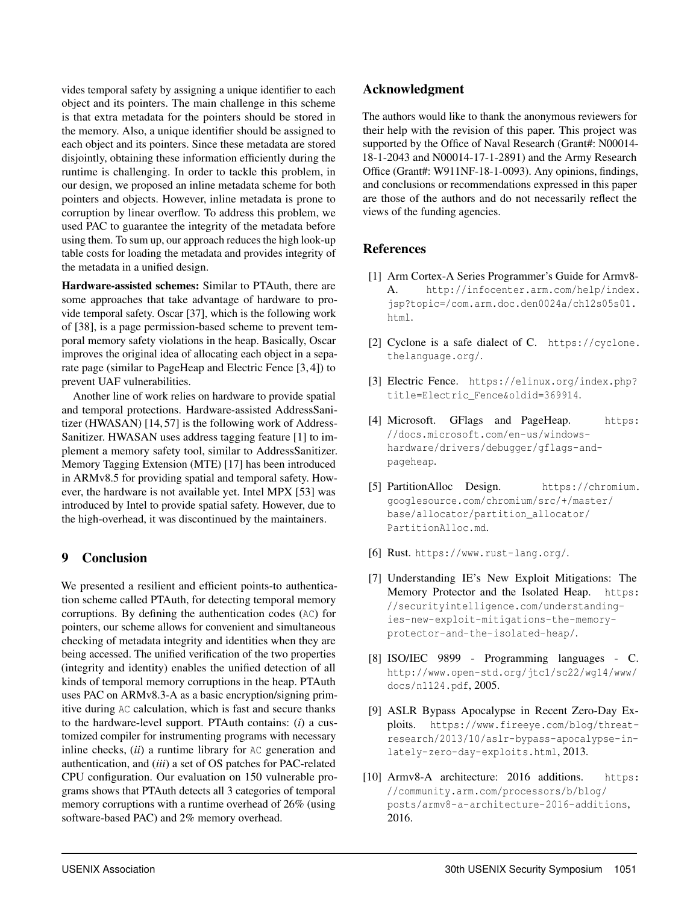vides temporal safety by assigning a unique identifier to each object and its pointers. The main challenge in this scheme is that extra metadata for the pointers should be stored in the memory. Also, a unique identifier should be assigned to each object and its pointers. Since these metadata are stored disjointly, obtaining these information efficiently during the runtime is challenging. In order to tackle this problem, in our design, we proposed an inline metadata scheme for both pointers and objects. However, inline metadata is prone to corruption by linear overflow. To address this problem, we used PAC to guarantee the integrity of the metadata before using them. To sum up, our approach reduces the high look-up table costs for loading the metadata and provides integrity of the metadata in a unified design.

**Hardware-assisted schemes:** Similar to PTAuth, there are some approaches that take advantage of hardware to provide temporal safety. Oscar [37], which is the following work of [38], is a page permission-based scheme to prevent temporal memory safety violations in the heap. Basically, Oscar improves the original idea of allocating each object in a separate page (similar to PageHeap and Electric Fence [3, 4]) to prevent UAF vulnerabilities.

Another line of work relies on hardware to provide spatial and temporal protections. Hardware-assisted AddressSanitizer (HWASAN) [14, 57] is the following work of AddressSanitizer. HWASAN uses address tagging feature [1] to implement a memory safety tool, similar to AddressSanitizer. Memory Tagging Extension (MTE) [17] has been introduced in ARMv8.5 for providing spatial and temporal safety. However, the hardware is not available yet. Intel MPX [53] was introduced by Intel to provide spatial safety. However, due to the high-overhead, it was discontinued by the maintainers.

## 9 Conclusion

We presented a resilient and efficient points-to authentication scheme called PTAuth, for detecting temporal memory corruptions. By defining the authentication codes (AC) for pointers, our scheme allows for convenient and simultaneous checking of metadata integrity and identities when they are being accessed. The unified verification of the two properties (integrity and identity) enables the unified detection of all kinds of temporal memory corruptions in the heap. PTAuth uses PAC on ARMv8.3-A as a basic encryption/signing primitive during AC calculation, which is fast and secure thanks to the hardware-level support. PTAuth contains: (*i*) a customized compiler for instrumenting programs with necessary inline checks, (*ii*) a runtime library for AC generation and authentication, and (*iii*) a set of OS patches for PAC-related CPU configuration. Our evaluation on 150 vulnerable programs shows that PTAuth detects all 3 categories of temporal memory corruptions with a runtime overhead of 26% (using software-based PAC) and 2% memory overhead.

## Acknowledgment

The authors would like to thank the anonymous reviewers for their help with the revision of this paper. This project was supported by the Office of Naval Research (Grant#: N00014-18-1-2043 and N00014-17-1-2891) and the Army Research Office (Grant#: W911NF-18-1-0093). Any opinions, findings, and conclusions or recommendations expressed in this paper are those of the authors and do not necessarily reflect the views of the funding agencies.

## References

[1] Arm Cortex-A Series Programmer's Guide for Armv8-A. http://infocenter.arm.com/help/index.jsp?topic=/com.arm.doc.den0024a/ch12s05s01.html.

[2] Cyclone is a safe dialect of C. https://cyclone.thelanguage.org/.

[3] Electric Fence. https://elinux.org/index.php?title=Electric_Fence&oldid=369914.

[4] Microsoft. GFlags and PageHeap. https://docs.microsoft.com/en-us/windows-hardware/drivers/debugger/gflags-and-pageheap.

[5] PartitionAlloc Design. https://chromium.googlesource.com/chromium/src/+/master/base/allocator/partition_allocator/PartitionAlloc.md.

[6] Rust. https://www.rust-lang.org/.

[7] Understanding IE's New Exploit Mitigations: The Memory Protector and the Isolated Heap. https://securityintelligence.com/understanding-ies-new-exploit-mitigations-the-memory-protector-and-the-isolated-heap/.

[8] ISO/IEC 9899 - Programming languages - C. http://www.open-std.org/jtc1/sc22/wg14/www/docs/n1124.pdf, 2005.

[9] ASLR Bypass Apocalypse in Recent Zero-Day Exploits. https://www.fireeye.com/blog/threat-research/2013/10/aslr-bypass-apocalypse-in-lately-zero-day-exploits.html, 2013.

[10] Armv8-A architecture: 2016 additions. https://community.arm.com/processors/b/blog/posts/armv8-a-architecture-2016-additions, 2016.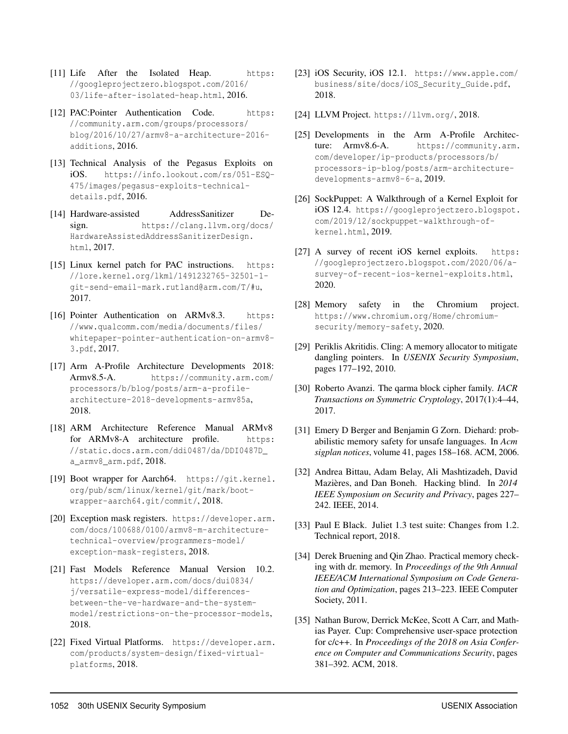[11] Life After the Isolated Heap. https://googleprojectzero.blogspot.com/2016/03/life-after-isolated-heap.html, 2016.

[12] PAC:Pointer Authentication Code. https://community.arm.com/groups/processors/blog/2016/10/27/armv8-a-architecture-2016-additions, 2016.

[13] Technical Analysis of the Pegasus Exploits on iOS. https://info.lookout.com/rs/051-ESQ-475/images/pegasus-exploits-technical-details.pdf, 2016.

[14] Hardware-assisted AddressSanitizer Design. https://clang.llvm.org/docs/HardwareAssistedAddressSanitizerDesign.html, 2017.

[15] Linux kernel patch for PAC instructions. https://lore.kernel.org/lkml/1491232765-32501-1-git-send-email-mark.rutland@arm.com/T/#u, 2017.

[16] Pointer Authentication on ARMv8.3. https://www.qualcomm.com/media/documents/files/whitepaper-pointer-authentication-on-armv8-3.pdf, 2017.

[17] Arm A-Profile Architecture Developments 2018: Armv8.5-A. https://community.arm.com/processors/b/blog/posts/arm-a-profile-architecture-2018-developments-armv85a, 2018.

[18] ARM Architecture Reference Manual ARMv8 for ARMv8-A architecture profile. https://static.docs.arm.com/ddi0487/da/DDI0487D_a_armv8_arm.pdf, 2018.

[19] Boot wrapper for Aarch64. https://git.kernel.org/pub/scm/linux/kernel/git/mark/boot-wrapper-aarch64.git/commit/, 2018.

[20] Exception mask registers. https://developer.arm.com/docs/100688/0100/armv8-m-architecture-technical-overview/programmers-model/exception-mask-registers, 2018.

[21] Fast Models Reference Manual Version 10.2. https://developer.arm.com/docs/dui0834/j/versatile-express-model/differences-between-the-ve-hardware-and-the-system-model/restrictions-on-the-processor-models, 2018.

[22] Fixed Virtual Platforms. https://developer.arm.com/products/system-design/fixed-virtual-platforms, 2018.

[23] iOS Security, iOS 12.1. https://www.apple.com/business/site/docs/iOS_Security_Guide.pdf, 2018.

[24] LLVM Project. https://llvm.org/, 2018.

[25] Developments in the Arm A-Profile Architecture: Armv8.6-A. https://community.arm.com/developer/ip-products/processors/b/processors-ip-blog/posts/arm-architecture-developments-armv8-6-a, 2019.

[26] SockPuppet: A Walkthrough of a Kernel Exploit for iOS 12.4. https://googleprojectzero.blogspot.com/2019/12/sockpuppet-walkthrough-of-kernel.html, 2019.

[27] A survey of recent iOS kernel exploits. https://googleprojectzero.blogspot.com/2020/06/a-survey-of-recent-ios-kernel-exploits.html, 2020.

[28] Memory safety in the Chromium project. https://www.chromium.org/Home/chromium-security/memory-safety, 2020.

[29] Periklis Akritidis. Cling: A memory allocator to mitigate dangling pointers. In *USENIX Security Symposium*, pages 177–192, 2010.

[30] Roberto Avanzi. The qarma block cipher family. *IACR Transactions on Symmetric Cryptology*, 2017(1):4–44, 2017.

[31] Emery D Berger and Benjamin G Zorn. Diehard: probabilistic memory safety for unsafe languages. In *Acm sigplan notices*, volume 41, pages 158–168. ACM, 2006.

[32] Andrea Bittau, Adam Belay, Ali Mashtizadeh, David Mazières, and Dan Boneh. Hacking blind. In *2014 IEEE Symposium on Security and Privacy*, pages 227–242. IEEE, 2014.

[33] Paul E Black. Juliet 1.3 test suite: Changes from 1.2. Technical report, 2018.

[34] Derek Bruening and Qin Zhao. Practical memory checking with dr. memory. In *Proceedings of the 9th Annual IEEE/ACM International Symposium on Code Generation and Optimization*, pages 213–223. IEEE Computer Society, 2011.

[35] Nathan Burow, Derrick McKee, Scott A Carr, and Mathias Payer. Cup: Comprehensive user-space protection for c/c++. In *Proceedings of the 2018 on Asia Conference on Computer and Communications Security*, pages 381–392. ACM, 2018.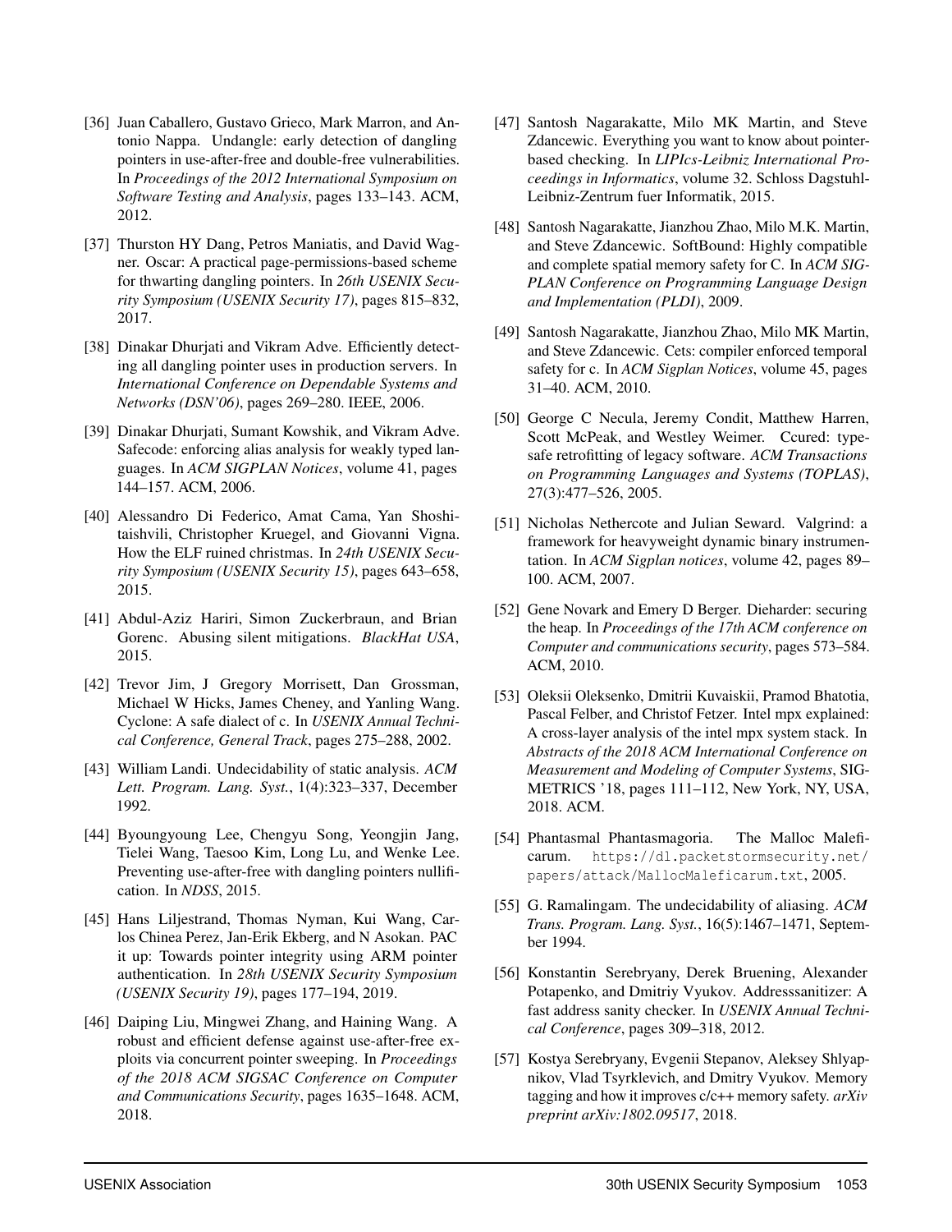[36] Juan Caballero, Gustavo Grieco, Mark Marron, and Antonio Nappa. Undangle: early detection of dangling pointers in use-after-free and double-free vulnerabilities. In *Proceedings of the 2012 International Symposium on Software Testing and Analysis*, pages 133–143. ACM, 2012.

[37] Thurston HY Dang, Petros Maniatis, and David Wagner. Oscar: A practical page-permissions-based scheme for thwarting dangling pointers. In *26th USENIX Security Symposium (USENIX Security 17)*, pages 815–832, 2017.

[38] Dinakar Dhurjati and Vikram Adve. Efficiently detecting all dangling pointer uses in production servers. In *International Conference on Dependable Systems and Networks (DSN'06)*, pages 269–280. IEEE, 2006.

[39] Dinakar Dhurjati, Sumant Kowshik, and Vikram Adve. Safecode: enforcing alias analysis for weakly typed languages. In *ACM SIGPLAN Notices*, volume 41, pages 144–157. ACM, 2006.

[40] Alessandro Di Federico, Amat Cama, Yan Shoshitaishvili, Christopher Kruegel, and Giovanni Vigna. How the ELF ruined christmas. In *24th USENIX Security Symposium (USENIX Security 15)*, pages 643–658, 2015.

[41] Abdul-Aziz Hariri, Simon Zuckerbraun, and Brian Gorenc. Abusing silent mitigations. *BlackHat USA*, 2015.

[42] Trevor Jim, J Gregory Morrisett, Dan Grossman, Michael W Hicks, James Cheney, and Yanling Wang. Cyclone: A safe dialect of c. In *USENIX Annual Technical Conference, General Track*, pages 275–288, 2002.

[43] William Landi. Undecidability of static analysis. *ACM Lett. Program. Lang. Syst.*, 1(4):323–337, December 1992.

[44] Byoungyoung Lee, Chengyu Song, Yeongjin Jang, Tielei Wang, Taesoo Kim, Long Lu, and Wenke Lee. Preventing use-after-free with dangling pointers nullification. In *NDSS*, 2015.

[45] Hans Liljestrand, Thomas Nyman, Kui Wang, Carlos Chinea Perez, Jan-Erik Ekberg, and N Asokan. PAC it up: Towards pointer integrity using ARM pointer authentication. In *28th USENIX Security Symposium (USENIX Security 19)*, pages 177–194, 2019.

[46] Daiping Liu, Mingwei Zhang, and Haining Wang. A robust and efficient defense against use-after-free exploits via concurrent pointer sweeping. In *Proceedings of the 2018 ACM SIGSAC Conference on Computer and Communications Security*, pages 1635–1648. ACM, 2018.

[47] Santosh Nagarakatte, Milo MK Martin, and Steve Zdancewic. Everything you want to know about pointer-based checking. In *LIPIcs-Leibniz International Proceedings in Informatics*, volume 32. Schloss Dagstuhl-Leibniz-Zentrum fuer Informatik, 2015.

[48] Santosh Nagarakatte, Jianzhou Zhao, Milo M.K. Martin, and Steve Zdancewic. SoftBound: Highly compatible and complete spatial memory safety for C. In *ACM SIGPLAN Conference on Programming Language Design and Implementation (PLDI)*, 2009.

[49] Santosh Nagarakatte, Jianzhou Zhao, Milo MK Martin, and Steve Zdancewic. Cets: compiler enforced temporal safety for c. In *ACM Sigplan Notices*, volume 45, pages 31–40. ACM, 2010.

[50] George C Necula, Jeremy Condit, Matthew Harren, Scott McPeak, and Westley Weimer. Ccured: type-safe retrofitting of legacy software. *ACM Transactions on Programming Languages and Systems (TOPLAS)*, 27(3):477–526, 2005.

[51] Nicholas Nethercote and Julian Seward. Valgrind: a framework for heavyweight dynamic binary instrumentation. In *ACM Sigplan notices*, volume 42, pages 89–100. ACM, 2007.

[52] Gene Novark and Emery D Berger. Dieharder: securing the heap. In *Proceedings of the 17th ACM conference on Computer and communications security*, pages 573–584. ACM, 2010.

[53] Oleksii Oleksenko, Dmitrii Kuvaiskii, Pramod Bhatotia, Pascal Felber, and Christof Fetzer. Intel mpx explained: A cross-layer analysis of the intel mpx system stack. In *Abstracts of the 2018 ACM International Conference on Measurement and Modeling of Computer Systems*, SIGMETRICS '18, pages 111–112, New York, NY, USA, 2018. ACM.

[54] Phantasmal Phantasmagoria. The Malloc Maleficarum. https://dl.packetstormsecurity.net/papers/attack/MallocMaleficarum.txt, 2005.

[55] G. Ramalingam. The undecidability of aliasing. *ACM Trans. Program. Lang. Syst.*, 16(5):1467–1471, September 1994.

[56] Konstantin Serebryany, Derek Bruening, Alexander Potapenko, and Dmitriy Vyukov. Addresssanitizer: A fast address sanity checker. In *USENIX Annual Technical Conference*, pages 309–318, 2012.

[57] Kostya Serebryany, Evgenii Stepanov, Aleksey Shlyapnikov, Vlad Tsyrklevich, and Dmitry Vyukov. Memory tagging and how it improves c/c++ memory safety. *arXiv preprint arXiv:1802.09517*, 2018.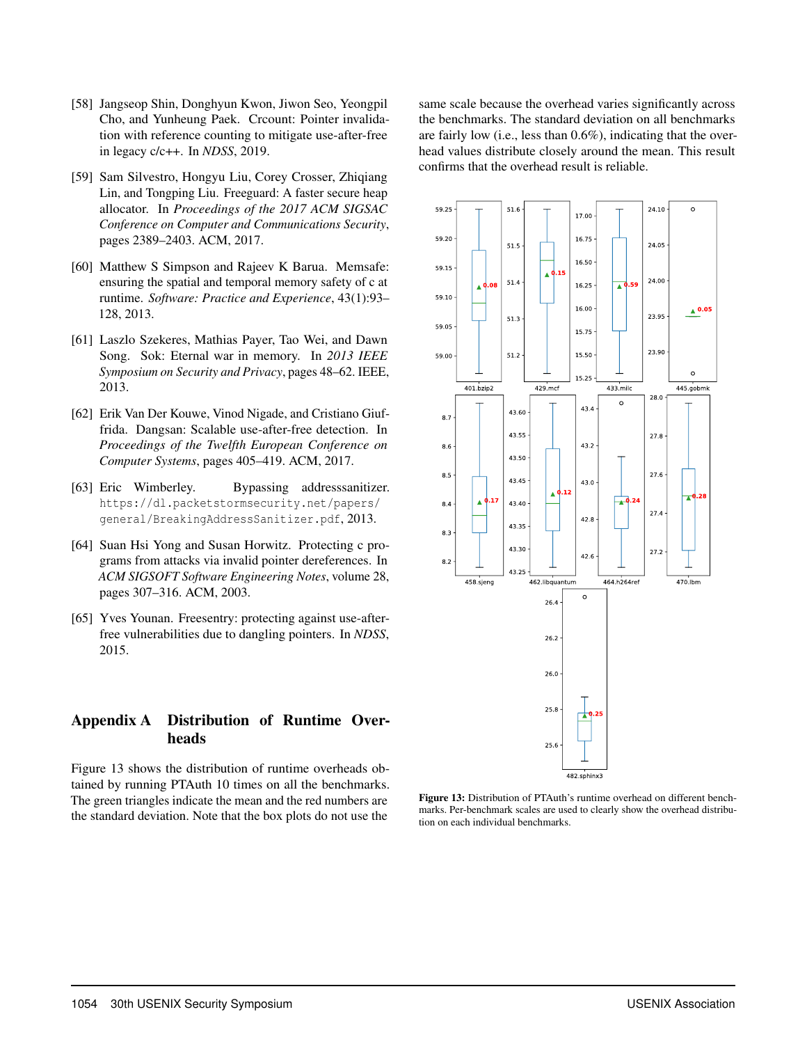[58] Jangseop Shin, Donghyun Kwon, Jiwon Seo, Yeongpil Cho, and Yunheung Paek. Crcount: Pointer invalidation with reference counting to mitigate use-after-free in legacy c/c++. In *NDSS*, 2019.

[59] Sam Silvestro, Hongyu Liu, Corey Crosser, Zhiqiang Lin, and Tongping Liu. Freeguard: A faster secure heap allocator. In *Proceedings of the 2017 ACM SIGSAC Conference on Computer and Communications Security*, pages 2389–2403. ACM, 2017.

[60] Matthew S Simpson and Rajeev K Barua. Memsafe: ensuring the spatial and temporal memory safety of c at runtime. *Software: Practice and Experience*, 43(1):93–128, 2013.

[61] Laszlo Szekeres, Mathias Payer, Tao Wei, and Dawn Song. Sok: Eternal war in memory. In *2013 IEEE Symposium on Security and Privacy*, pages 48–62. IEEE, 2013.

[62] Erik Van Der Kouwe, Vinod Nigade, and Cristiano Giuffrida. Dangsan: Scalable use-after-free detection. In *Proceedings of the Twelfth European Conference on Computer Systems*, pages 405–419. ACM, 2017.

[63] Eric Wimberley. Bypassing addresssanitizer. https://dl.packetstormsecurity.net/papers/general/BreakingAddressSanitizer.pdf, 2013.

[64] Suan Hsi Yong and Susan Horwitz. Protecting c programs from attacks via invalid pointer dereferences. In *ACM SIGSOFT Software Engineering Notes*, volume 28, pages 307–316. ACM, 2003.

[65] Yves Younan. Freesentry: protecting against use-after-free vulnerabilities due to dangling pointers. In *NDSS*, 2015.

## Appendix A Distribution of Runtime Overheads

Figure 13 shows the distribution of runtime overheads obtained by running PTAuth 10 times on all the benchmarks. The green triangles indicate the mean and the red numbers are the standard deviation. Note that the box plots do not use the same scale because the overhead varies significantly across the benchmarks. The standard deviation on all benchmarks are fairly low (i.e., less than 0.6%), indicating that the overhead values distribute closely around the mean. This result confirms that the overhead result is reliable.

401.bzip2: 0.08
429.mcf: 0.15
433.milc: 0.59
445.gobmk: 0.05
458.sjeng: 0.17
462.libquantum: 0.12
464.h264ref: 0.24
470.lbm: 0.28
482.sphinx3: 0.25

**Figure 13:** Distribution of PTAuth's runtime overhead on different benchmarks. Per-benchmark scales are used to clearly show the overhead distribution on each individual benchmarks.